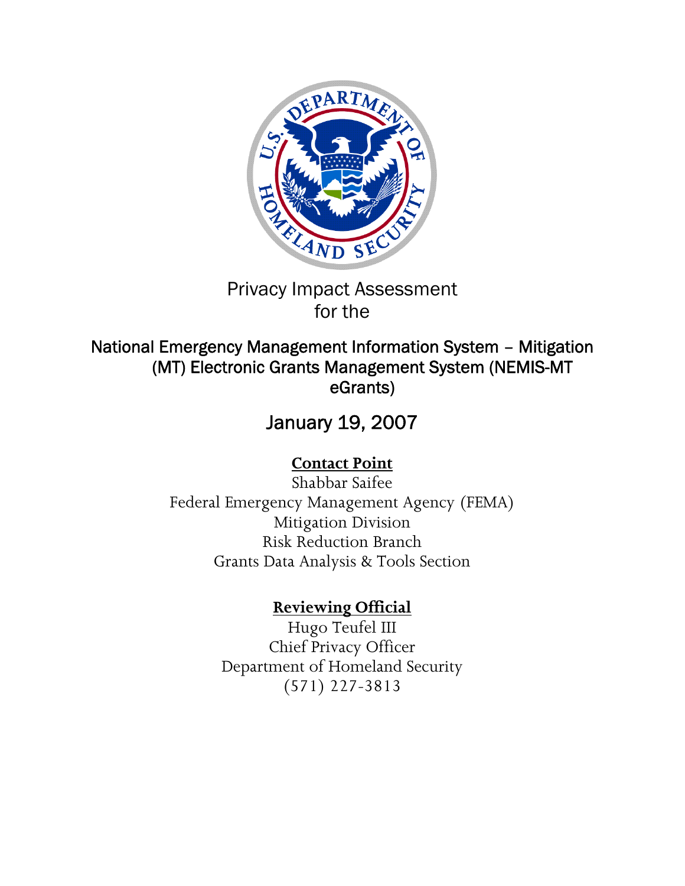# Privacy Impact Assessment for the

## National Emergency Management Information System – Mitigation (MT) Electronic Grants Management System (NEMIS-MT eGrants)

## January 19, 2007

**Contact Point**

Shabbar Saifee
Federal Emergency Management Agency (FEMA)
Mitigation Division
Risk Reduction Branch
Grants Data Analysis & Tools Section

**Reviewing Official**

Hugo Teufel III
Chief Privacy Officer
Department of Homeland Security
(571) 227-3813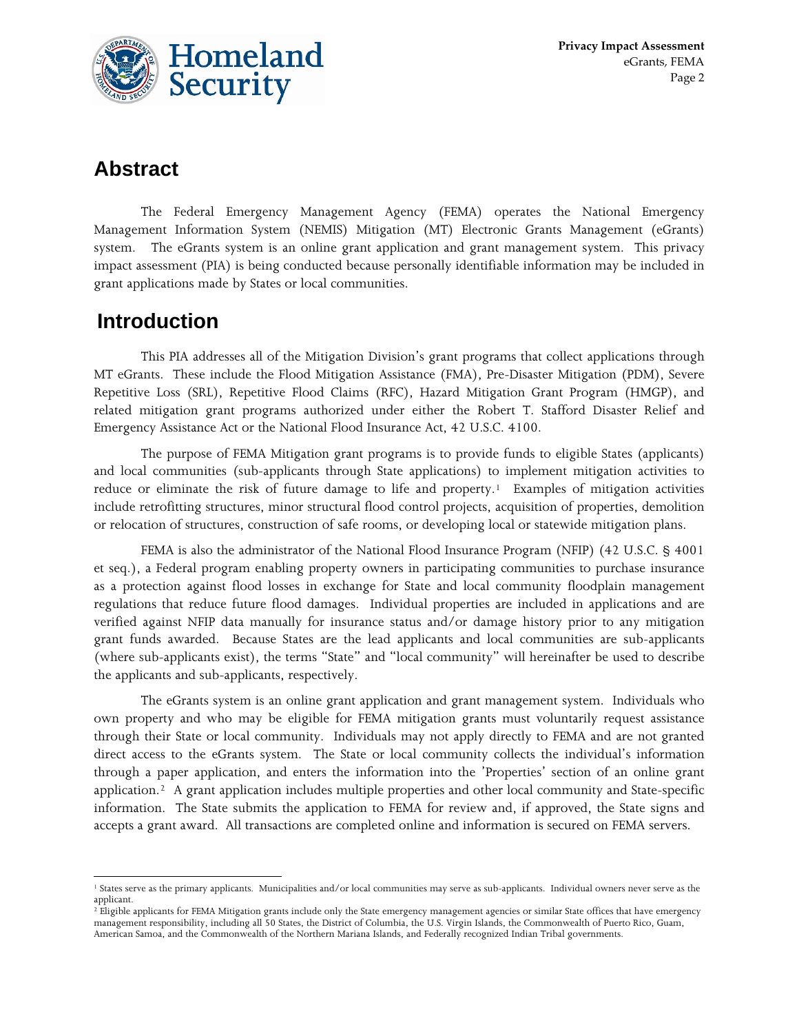## Abstract

The Federal Emergency Management Agency (FEMA) operates the National Emergency Management Information System (NEMIS) Mitigation (MT) Electronic Grants Management (eGrants) system. The eGrants system is an online grant application and grant management system. This privacy impact assessment (PIA) is being conducted because personally identifiable information may be included in grant applications made by States or local communities.

## Introduction

This PIA addresses all of the Mitigation Division's grant programs that collect applications through MT eGrants. These include the Flood Mitigation Assistance (FMA), Pre-Disaster Mitigation (PDM), Severe Repetitive Loss (SRL), Repetitive Flood Claims (RFC), Hazard Mitigation Grant Program (HMGP), and related mitigation grant programs authorized under either the Robert T. Stafford Disaster Relief and Emergency Assistance Act or the National Flood Insurance Act, 42 U.S.C. 4100.

The purpose of FEMA Mitigation grant programs is to provide funds to eligible States (applicants) and local communities (sub-applicants through State applications) to implement mitigation activities to reduce or eliminate the risk of future damage to life and property.[1] Examples of mitigation activities include retrofitting structures, minor structural flood control projects, acquisition of properties, demolition or relocation of structures, construction of safe rooms, or developing local or statewide mitigation plans.

FEMA is also the administrator of the National Flood Insurance Program (NFIP) (42 U.S.C. § 4001 et seq.), a Federal program enabling property owners in participating communities to purchase insurance as a protection against flood losses in exchange for State and local community floodplain management regulations that reduce future flood damages. Individual properties are included in applications and are verified against NFIP data manually for insurance status and/or damage history prior to any mitigation grant funds awarded. Because States are the lead applicants and local communities are sub-applicants (where sub-applicants exist), the terms "State" and "local community" will hereinafter be used to describe the applicants and sub-applicants, respectively.

The eGrants system is an online grant application and grant management system. Individuals who own property and who may be eligible for FEMA mitigation grants must voluntarily request assistance through their State or local community. Individuals may not apply directly to FEMA and are not granted direct access to the eGrants system. The State or local community collects the individual's information through a paper application, and enters the information into the 'Properties' section of an online grant application.[2] A grant application includes multiple properties and other local community and State-specific information. The State submits the application to FEMA for review and, if approved, the State signs and accepts a grant award. All transactions are completed online and information is secured on FEMA servers.

---

[1] States serve as the primary applicants. Municipalities and/or local communities may serve as sub-applicants. Individual owners never serve as the applicant.

[2] Eligible applicants for FEMA Mitigation grants include only the State emergency management agencies or similar State offices that have emergency management responsibility, including all 50 States, the District of Columbia, the U.S. Virgin Islands, the Commonwealth of Puerto Rico, Guam, American Samoa, and the Commonwealth of the Northern Mariana Islands, and Federally recognized Indian Tribal governments.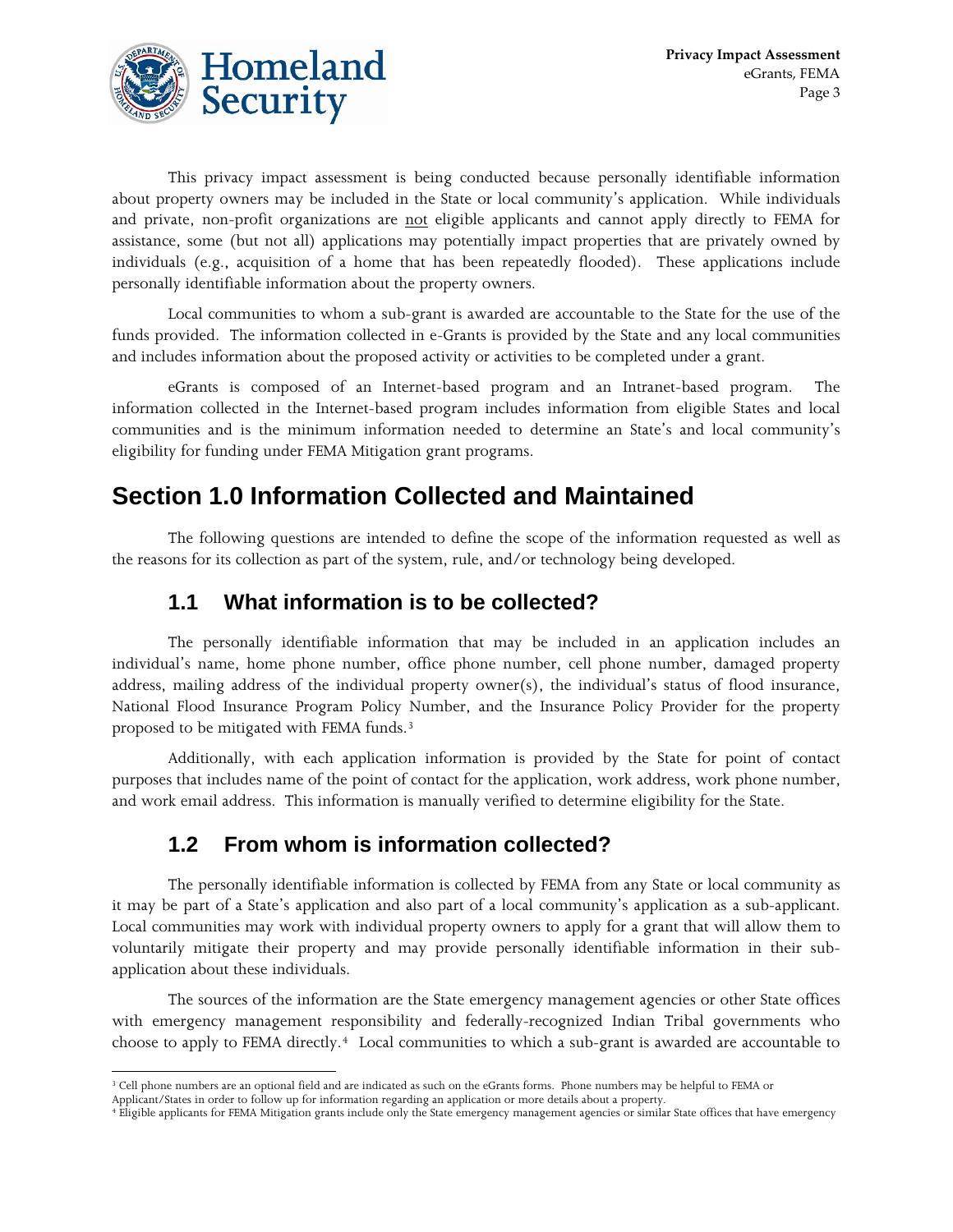This privacy impact assessment is being conducted because personally identifiable information about property owners may be included in the State or local community's application. While individuals and private, non-profit organizations are not eligible applicants and cannot apply directly to FEMA for assistance, some (but not all) applications may potentially impact properties that are privately owned by individuals (e.g., acquisition of a home that has been repeatedly flooded). These applications include personally identifiable information about the property owners.

Local communities to whom a sub-grant is awarded are accountable to the State for the use of the funds provided. The information collected in e-Grants is provided by the State and any local communities and includes information about the proposed activity or activities to be completed under a grant.

eGrants is composed of an Internet-based program and an Intranet-based program. The information collected in the Internet-based program includes information from eligible States and local communities and is the minimum information needed to determine an State's and local community's eligibility for funding under FEMA Mitigation grant programs.

# Section 1.0 Information Collected and Maintained

The following questions are intended to define the scope of the information requested as well as the reasons for its collection as part of the system, rule, and/or technology being developed.

## 1.1 What information is to be collected?

The personally identifiable information that may be included in an application includes an individual's name, home phone number, office phone number, cell phone number, damaged property address, mailing address of the individual property owner(s), the individual's status of flood insurance, National Flood Insurance Program Policy Number, and the Insurance Policy Provider for the property proposed to be mitigated with FEMA funds.[3]

Additionally, with each application information is provided by the State for point of contact purposes that includes name of the point of contact for the application, work address, work phone number, and work email address. This information is manually verified to determine eligibility for the State.

## 1.2 From whom is information collected?

The personally identifiable information is collected by FEMA from any State or local community as it may be part of a State's application and also part of a local community's application as a sub-applicant. Local communities may work with individual property owners to apply for a grant that will allow them to voluntarily mitigate their property and may provide personally identifiable information in their sub-application about these individuals.

The sources of the information are the State emergency management agencies or other State offices with emergency management responsibility and federally-recognized Indian Tribal governments who choose to apply to FEMA directly.[4] Local communities to which a sub-grant is awarded are accountable to

---

[3] Cell phone numbers are an optional field and are indicated as such on the eGrants forms. Phone numbers may be helpful to FEMA or Applicant/States in order to follow up for information regarding an application or more details about a property.

[4] Eligible applicants for FEMA Mitigation grants include only the State emergency management agencies or similar State offices that have emergency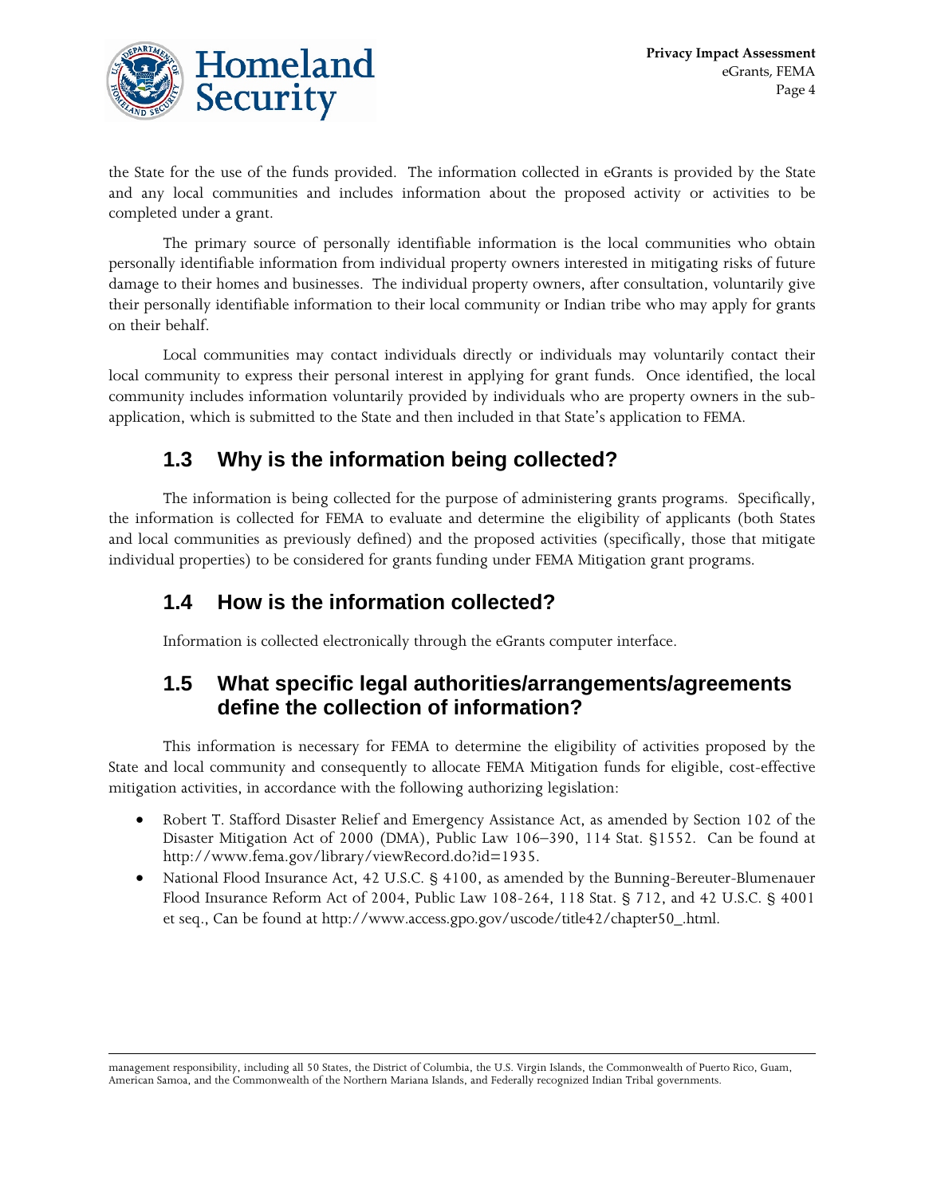the State for the use of the funds provided. The information collected in eGrants is provided by the State and any local communities and includes information about the proposed activity or activities to be completed under a grant.

The primary source of personally identifiable information is the local communities who obtain personally identifiable information from individual property owners interested in mitigating risks of future damage to their homes and businesses. The individual property owners, after consultation, voluntarily give their personally identifiable information to their local community or Indian tribe who may apply for grants on their behalf.

Local communities may contact individuals directly or individuals may voluntarily contact their local community to express their personal interest in applying for grant funds. Once identified, the local community includes information voluntarily provided by individuals who are property owners in the sub-application, which is submitted to the State and then included in that State's application to FEMA.

## 1.3 Why is the information being collected?

The information is being collected for the purpose of administering grants programs. Specifically, the information is collected for FEMA to evaluate and determine the eligibility of applicants (both States and local communities as previously defined) and the proposed activities (specifically, those that mitigate individual properties) to be considered for grants funding under FEMA Mitigation grant programs.

## 1.4 How is the information collected?

Information is collected electronically through the eGrants computer interface.

## 1.5 What specific legal authorities/arrangements/agreements define the collection of information?

This information is necessary for FEMA to determine the eligibility of activities proposed by the State and local community and consequently to allocate FEMA Mitigation funds for eligible, cost-effective mitigation activities, in accordance with the following authorizing legislation:

- Robert T. Stafford Disaster Relief and Emergency Assistance Act, as amended by Section 102 of the Disaster Mitigation Act of 2000 (DMA), Public Law 106–390, 114 Stat. §1552. Can be found at http://www.fema.gov/library/viewRecord.do?id=1935.
- National Flood Insurance Act, 42 U.S.C. § 4100, as amended by the Bunning-Bereuter-Blumenauer Flood Insurance Reform Act of 2004, Public Law 108-264, 118 Stat. § 712, and 42 U.S.C. § 4001 et seq., Can be found at http://www.access.gpo.gov/uscode/title42/chapter50_.html.

management responsibility, including all 50 States, the District of Columbia, the U.S. Virgin Islands, the Commonwealth of Puerto Rico, Guam, American Samoa, and the Commonwealth of the Northern Mariana Islands, and Federally recognized Indian Tribal governments.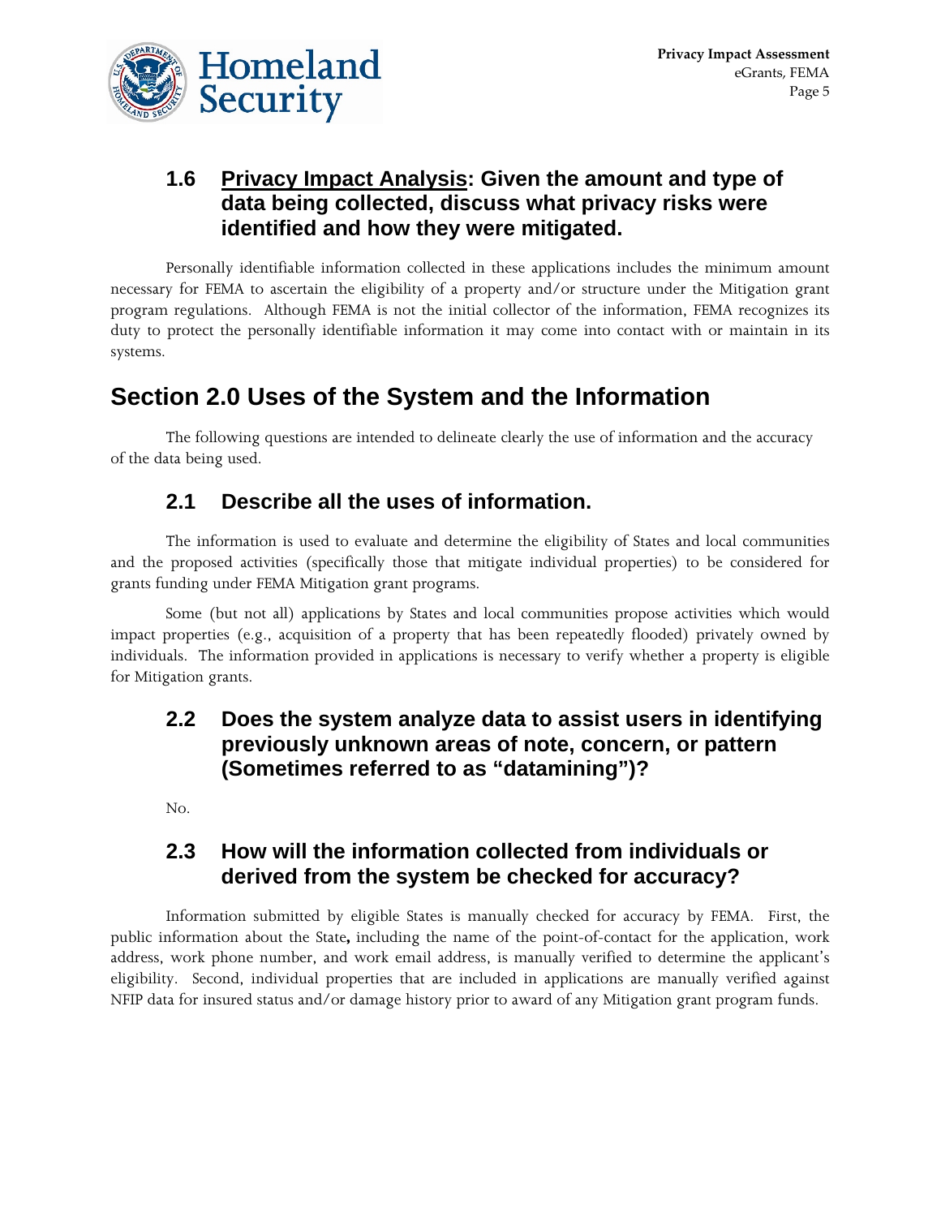### 1.6 <u>Privacy Impact Analysis</u>: Given the amount and type of data being collected, discuss what privacy risks were identified and how they were mitigated.

Personally identifiable information collected in these applications includes the minimum amount necessary for FEMA to ascertain the eligibility of a property and/or structure under the Mitigation grant program regulations. Although FEMA is not the initial collector of the information, FEMA recognizes its duty to protect the personally identifiable information it may come into contact with or maintain in its systems.

## Section 2.0 Uses of the System and the Information

The following questions are intended to delineate clearly the use of information and the accuracy of the data being used.

### 2.1 Describe all the uses of information.

The information is used to evaluate and determine the eligibility of States and local communities and the proposed activities (specifically those that mitigate individual properties) to be considered for grants funding under FEMA Mitigation grant programs.

Some (but not all) applications by States and local communities propose activities which would impact properties (e.g., acquisition of a property that has been repeatedly flooded) privately owned by individuals. The information provided in applications is necessary to verify whether a property is eligible for Mitigation grants.

### 2.2 Does the system analyze data to assist users in identifying previously unknown areas of note, concern, or pattern (Sometimes referred to as "datamining")?

No.

### 2.3 How will the information collected from individuals or derived from the system be checked for accuracy?

Information submitted by eligible States is manually checked for accuracy by FEMA. First, the public information about the State**,** including the name of the point-of-contact for the application, work address, work phone number, and work email address, is manually verified to determine the applicant's eligibility. Second, individual properties that are included in applications are manually verified against NFIP data for insured status and/or damage history prior to award of any Mitigation grant program funds.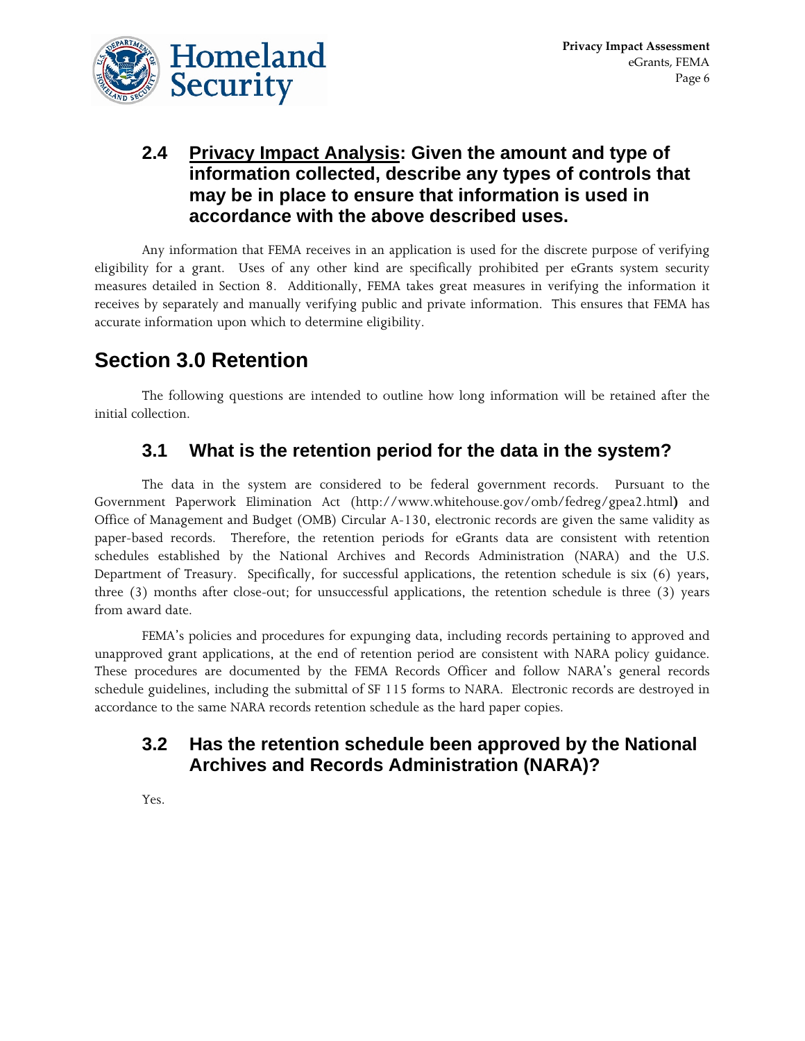### 2.4 Privacy Impact Analysis: Given the amount and type of information collected, describe any types of controls that may be in place to ensure that information is used in accordance with the above described uses.

Any information that FEMA receives in an application is used for the discrete purpose of verifying eligibility for a grant. Uses of any other kind are specifically prohibited per eGrants system security measures detailed in Section 8. Additionally, FEMA takes great measures in verifying the information it receives by separately and manually verifying public and private information. This ensures that FEMA has accurate information upon which to determine eligibility.

## Section 3.0 Retention

The following questions are intended to outline how long information will be retained after the initial collection.

### 3.1 What is the retention period for the data in the system?

The data in the system are considered to be federal government records. Pursuant to the Government Paperwork Elimination Act (http://www.whitehouse.gov/omb/fedreg/gpea2.html**)** and Office of Management and Budget (OMB) Circular A-130, electronic records are given the same validity as paper-based records. Therefore, the retention periods for eGrants data are consistent with retention schedules established by the National Archives and Records Administration (NARA) and the U.S. Department of Treasury. Specifically, for successful applications, the retention schedule is six (6) years, three (3) months after close-out; for unsuccessful applications, the retention schedule is three (3) years from award date.

FEMA's policies and procedures for expunging data, including records pertaining to approved and unapproved grant applications, at the end of retention period are consistent with NARA policy guidance. These procedures are documented by the FEMA Records Officer and follow NARA's general records schedule guidelines, including the submittal of SF 115 forms to NARA. Electronic records are destroyed in accordance to the same NARA records retention schedule as the hard paper copies.

### 3.2 Has the retention schedule been approved by the National Archives and Records Administration (NARA)?

Yes.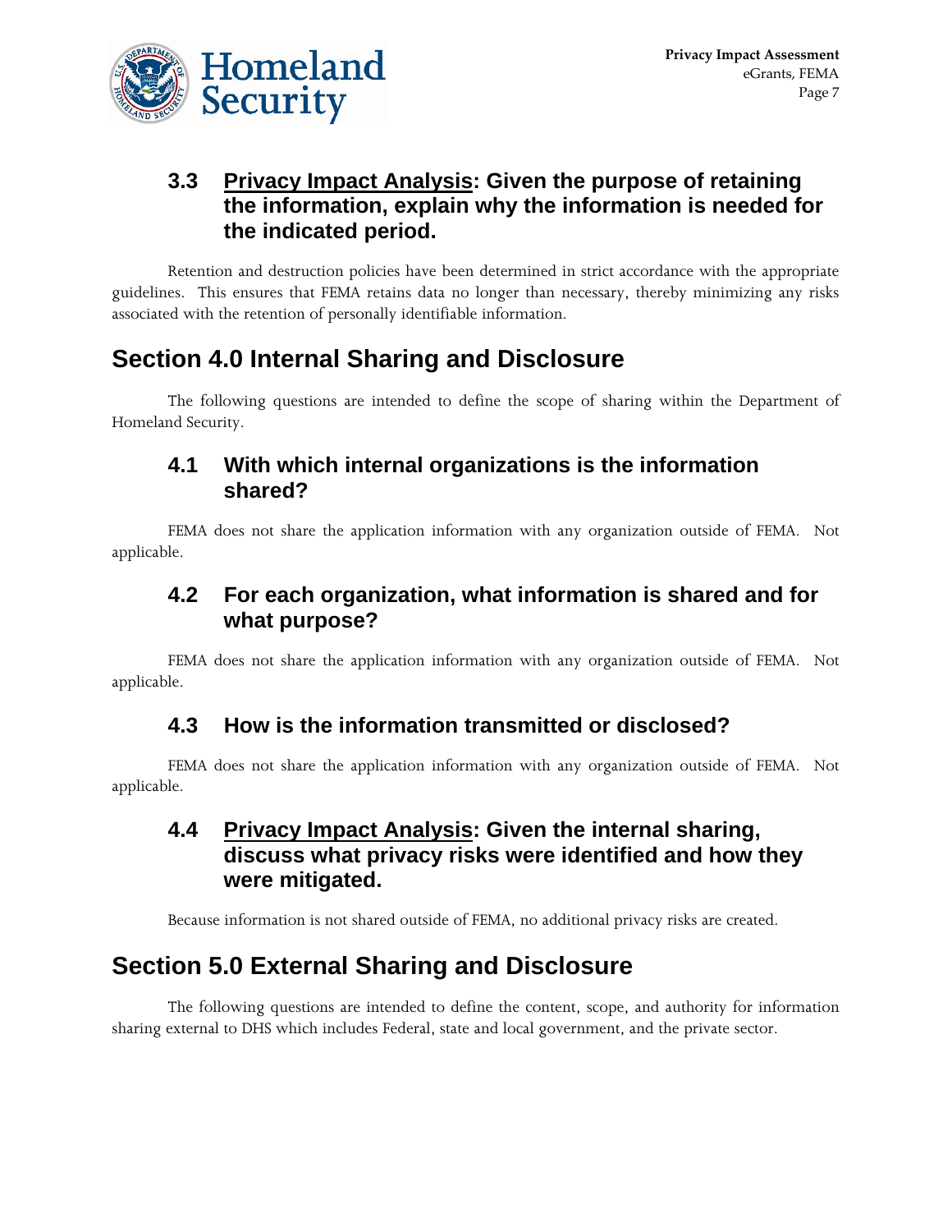### 3.3 Privacy Impact Analysis: Given the purpose of retaining the information, explain why the information is needed for the indicated period.

Retention and destruction policies have been determined in strict accordance with the appropriate guidelines. This ensures that FEMA retains data no longer than necessary, thereby minimizing any risks associated with the retention of personally identifiable information.

## Section 4.0 Internal Sharing and Disclosure

The following questions are intended to define the scope of sharing within the Department of Homeland Security.

### 4.1 With which internal organizations is the information shared?

FEMA does not share the application information with any organization outside of FEMA. Not applicable.

### 4.2 For each organization, what information is shared and for what purpose?

FEMA does not share the application information with any organization outside of FEMA. Not applicable.

### 4.3 How is the information transmitted or disclosed?

FEMA does not share the application information with any organization outside of FEMA. Not applicable.

### 4.4 Privacy Impact Analysis: Given the internal sharing, discuss what privacy risks were identified and how they were mitigated.

Because information is not shared outside of FEMA, no additional privacy risks are created.

## Section 5.0 External Sharing and Disclosure

The following questions are intended to define the content, scope, and authority for information sharing external to DHS which includes Federal, state and local government, and the private sector.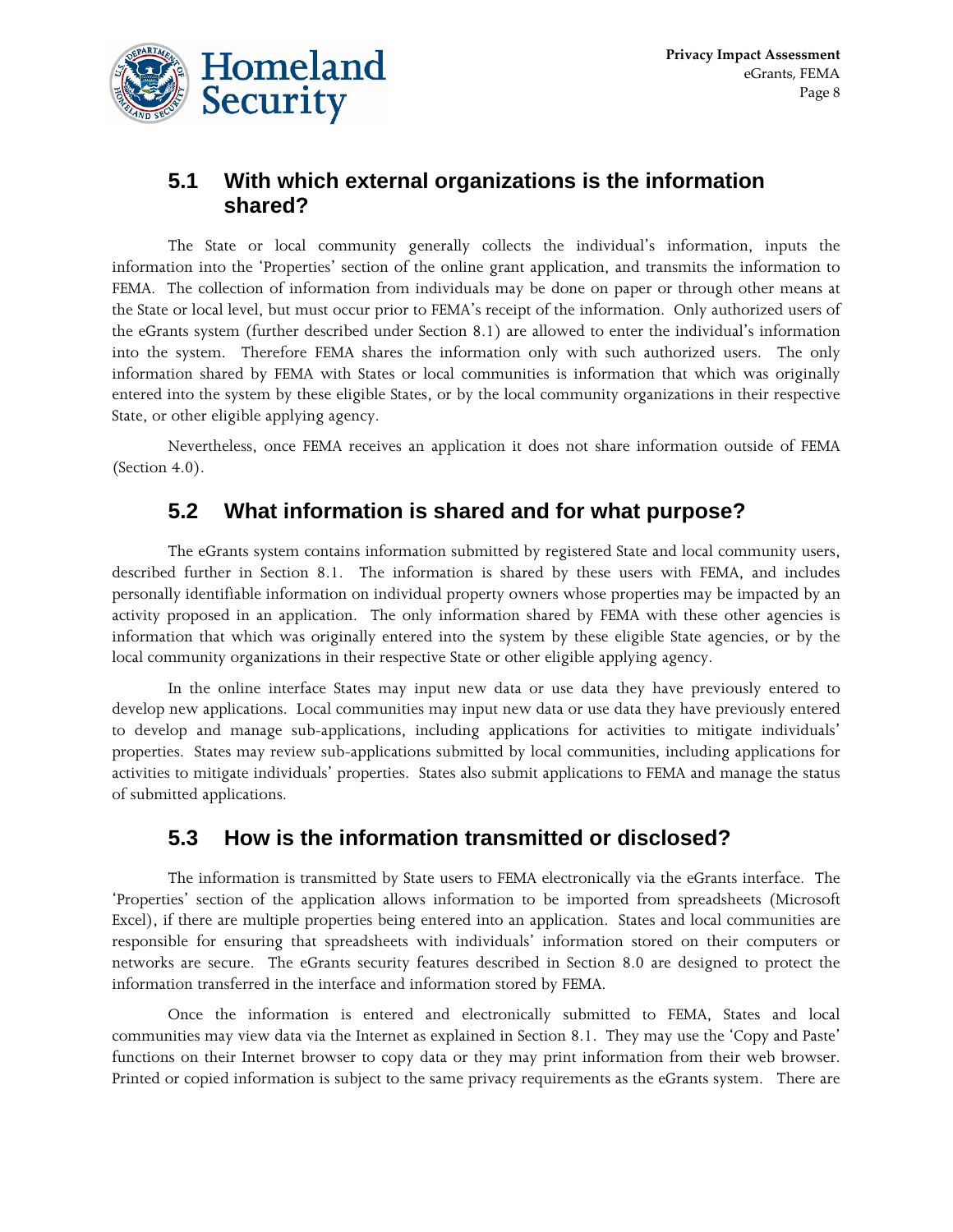## 5.1 With which external organizations is the information shared?

The State or local community generally collects the individual's information, inputs the information into the 'Properties' section of the online grant application, and transmits the information to FEMA. The collection of information from individuals may be done on paper or through other means at the State or local level, but must occur prior to FEMA's receipt of the information. Only authorized users of the eGrants system (further described under Section 8.1) are allowed to enter the individual's information into the system. Therefore FEMA shares the information only with such authorized users. The only information shared by FEMA with States or local communities is information that which was originally entered into the system by these eligible States, or by the local community organizations in their respective State, or other eligible applying agency.

Nevertheless, once FEMA receives an application it does not share information outside of FEMA (Section 4.0).

## 5.2 What information is shared and for what purpose?

The eGrants system contains information submitted by registered State and local community users, described further in Section 8.1. The information is shared by these users with FEMA, and includes personally identifiable information on individual property owners whose properties may be impacted by an activity proposed in an application. The only information shared by FEMA with these other agencies is information that which was originally entered into the system by these eligible State agencies, or by the local community organizations in their respective State or other eligible applying agency.

In the online interface States may input new data or use data they have previously entered to develop new applications. Local communities may input new data or use data they have previously entered to develop and manage sub-applications, including applications for activities to mitigate individuals' properties. States may review sub-applications submitted by local communities, including applications for activities to mitigate individuals' properties. States also submit applications to FEMA and manage the status of submitted applications.

## 5.3 How is the information transmitted or disclosed?

The information is transmitted by State users to FEMA electronically via the eGrants interface. The 'Properties' section of the application allows information to be imported from spreadsheets (Microsoft Excel), if there are multiple properties being entered into an application. States and local communities are responsible for ensuring that spreadsheets with individuals' information stored on their computers or networks are secure. The eGrants security features described in Section 8.0 are designed to protect the information transferred in the interface and information stored by FEMA.

Once the information is entered and electronically submitted to FEMA, States and local communities may view data via the Internet as explained in Section 8.1. They may use the 'Copy and Paste' functions on their Internet browser to copy data or they may print information from their web browser. Printed or copied information is subject to the same privacy requirements as the eGrants system. There are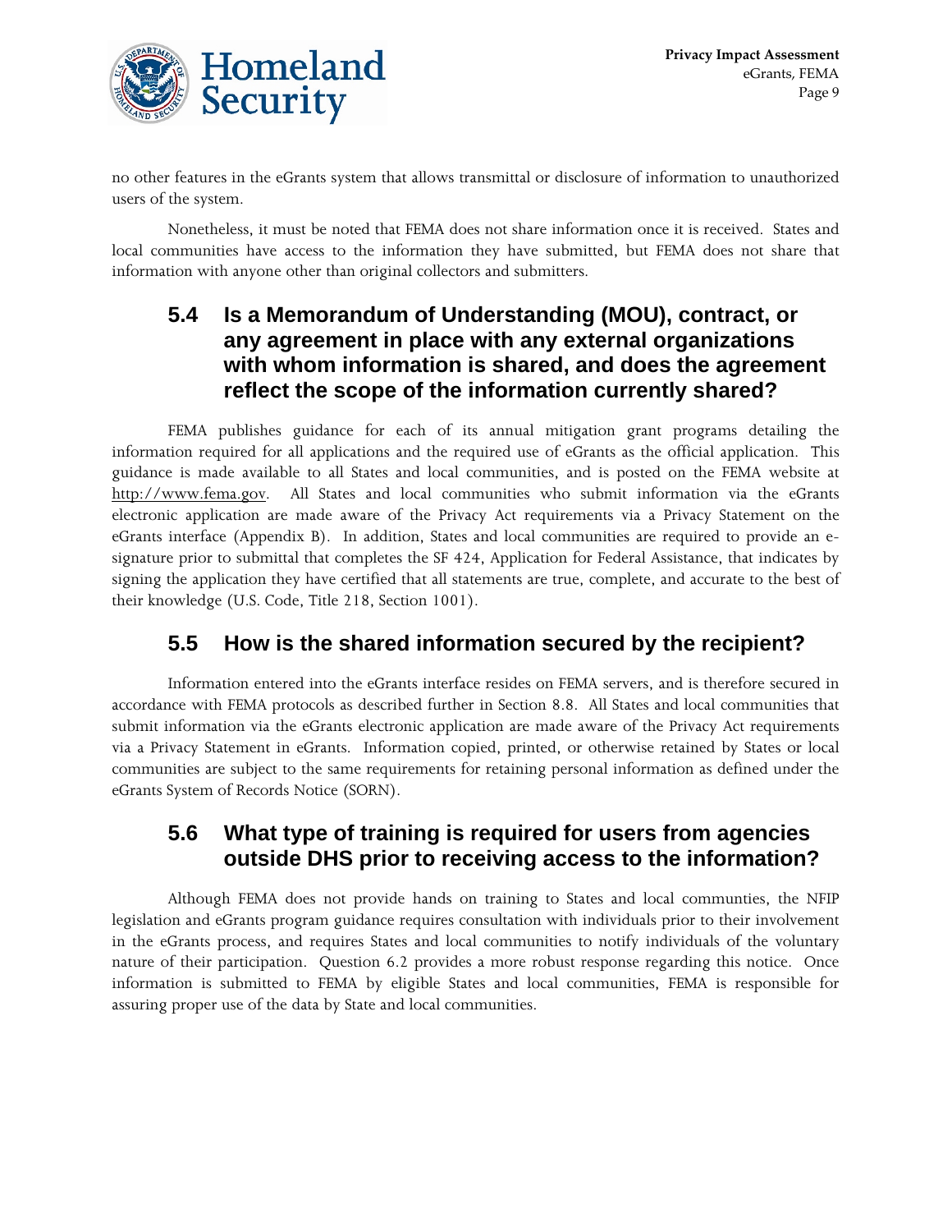no other features in the eGrants system that allows transmittal or disclosure of information to unauthorized users of the system.

Nonetheless, it must be noted that FEMA does not share information once it is received. States and local communities have access to the information they have submitted, but FEMA does not share that information with anyone other than original collectors and submitters.

## 5.4 Is a Memorandum of Understanding (MOU), contract, or any agreement in place with any external organizations with whom information is shared, and does the agreement reflect the scope of the information currently shared?

FEMA publishes guidance for each of its annual mitigation grant programs detailing the information required for all applications and the required use of eGrants as the official application. This guidance is made available to all States and local communities, and is posted on the FEMA website at http://www.fema.gov. All States and local communities who submit information via the eGrants electronic application are made aware of the Privacy Act requirements via a Privacy Statement on the eGrants interface (Appendix B). In addition, States and local communities are required to provide an e-signature prior to submittal that completes the SF 424, Application for Federal Assistance, that indicates by signing the application they have certified that all statements are true, complete, and accurate to the best of their knowledge (U.S. Code, Title 218, Section 1001).

## 5.5 How is the shared information secured by the recipient?

Information entered into the eGrants interface resides on FEMA servers, and is therefore secured in accordance with FEMA protocols as described further in Section 8.8. All States and local communities that submit information via the eGrants electronic application are made aware of the Privacy Act requirements via a Privacy Statement in eGrants. Information copied, printed, or otherwise retained by States or local communities are subject to the same requirements for retaining personal information as defined under the eGrants System of Records Notice (SORN).

## 5.6 What type of training is required for users from agencies outside DHS prior to receiving access to the information?

Although FEMA does not provide hands on training to States and local communties, the NFIP legislation and eGrants program guidance requires consultation with individuals prior to their involvement in the eGrants process, and requires States and local communities to notify individuals of the voluntary nature of their participation. Question 6.2 provides a more robust response regarding this notice. Once information is submitted to FEMA by eligible States and local communities, FEMA is responsible for assuring proper use of the data by State and local communities.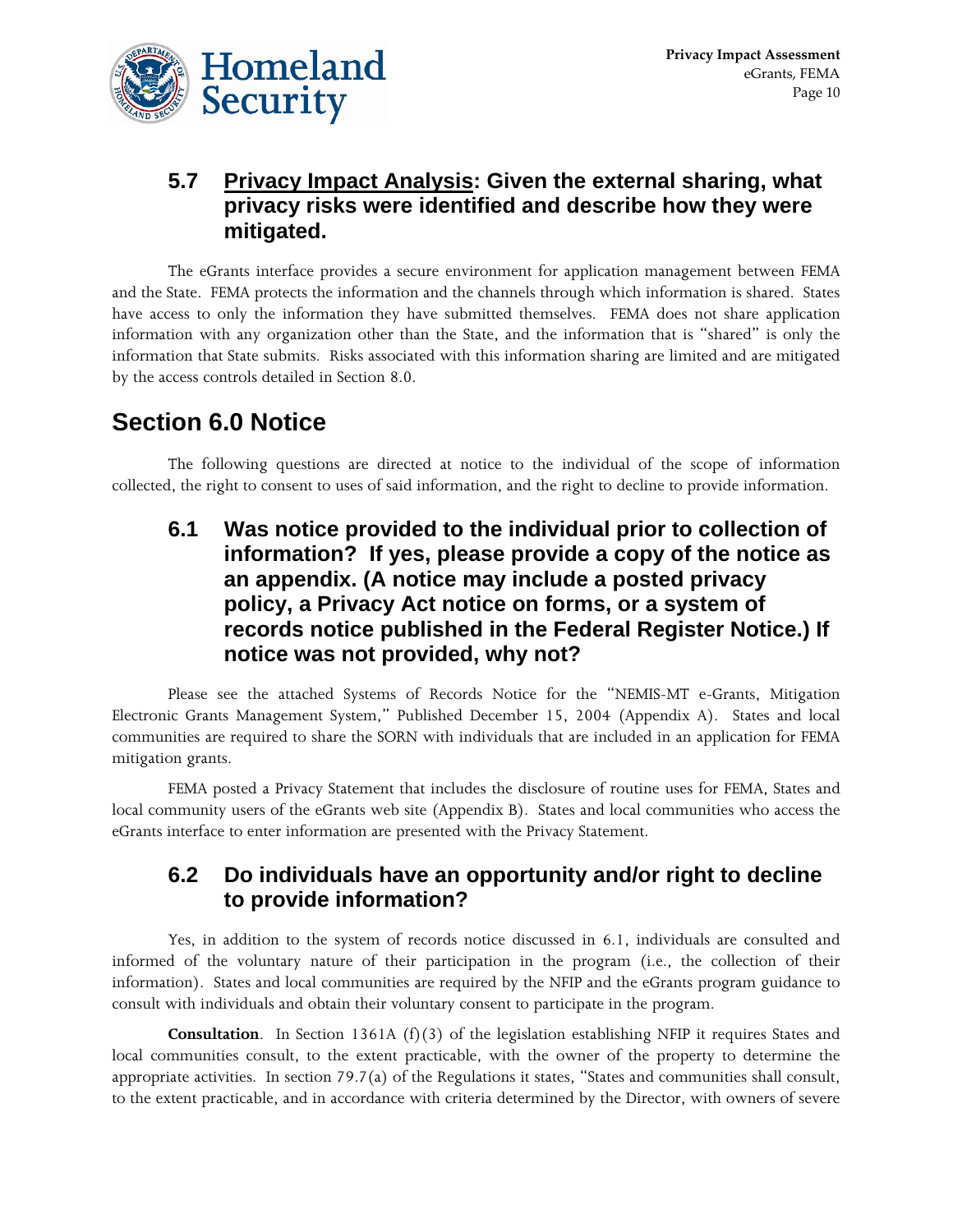### 5.7 Privacy Impact Analysis: Given the external sharing, what privacy risks were identified and describe how they were mitigated.

The eGrants interface provides a secure environment for application management between FEMA and the State. FEMA protects the information and the channels through which information is shared. States have access to only the information they have submitted themselves. FEMA does not share application information with any organization other than the State, and the information that is "shared" is only the information that State submits. Risks associated with this information sharing are limited and are mitigated by the access controls detailed in Section 8.0.

## Section 6.0 Notice

The following questions are directed at notice to the individual of the scope of information collected, the right to consent to uses of said information, and the right to decline to provide information.

### 6.1 Was notice provided to the individual prior to collection of information? If yes, please provide a copy of the notice as an appendix. (A notice may include a posted privacy policy, a Privacy Act notice on forms, or a system of records notice published in the Federal Register Notice.) If notice was not provided, why not?

Please see the attached Systems of Records Notice for the "NEMIS-MT e-Grants, Mitigation Electronic Grants Management System," Published December 15, 2004 (Appendix A). States and local communities are required to share the SORN with individuals that are included in an application for FEMA mitigation grants.

FEMA posted a Privacy Statement that includes the disclosure of routine uses for FEMA, States and local community users of the eGrants web site (Appendix B). States and local communities who access the eGrants interface to enter information are presented with the Privacy Statement.

### 6.2 Do individuals have an opportunity and/or right to decline to provide information?

Yes, in addition to the system of records notice discussed in 6.1, individuals are consulted and informed of the voluntary nature of their participation in the program (i.e., the collection of their information). States and local communities are required by the NFIP and the eGrants program guidance to consult with individuals and obtain their voluntary consent to participate in the program.

**Consultation**. In Section 1361A (f)(3) of the legislation establishing NFIP it requires States and local communities consult, to the extent practicable, with the owner of the property to determine the appropriate activities. In section 79.7(a) of the Regulations it states, "States and communities shall consult, to the extent practicable, and in accordance with criteria determined by the Director, with owners of severe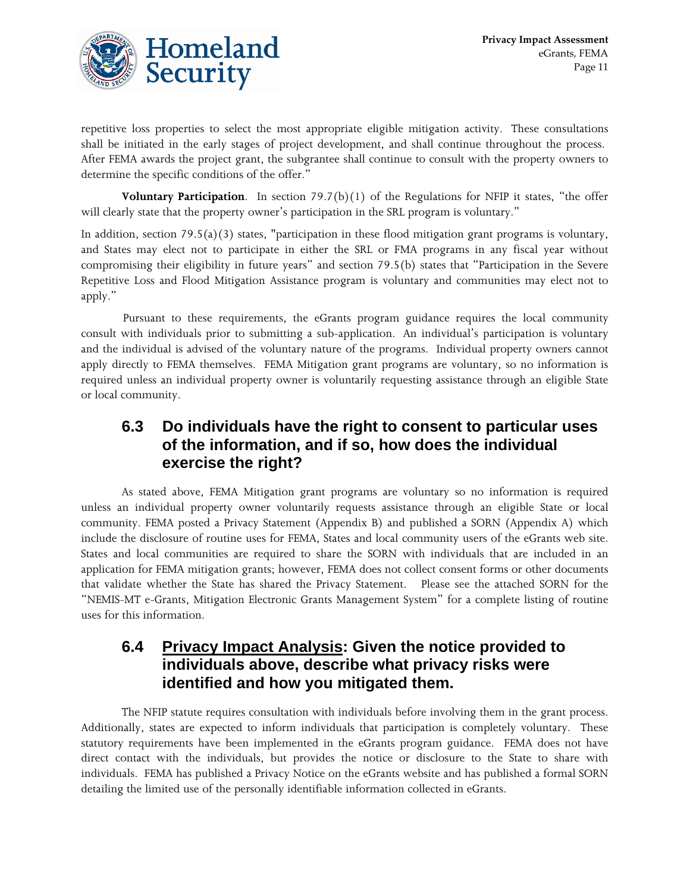repetitive loss properties to select the most appropriate eligible mitigation activity. These consultations shall be initiated in the early stages of project development, and shall continue throughout the process. After FEMA awards the project grant, the subgrantee shall continue to consult with the property owners to determine the specific conditions of the offer."

**Voluntary Participation**. In section 79.7(b)(1) of the Regulations for NFIP it states, "the offer will clearly state that the property owner's participation in the SRL program is voluntary."

In addition, section 79.5(a)(3) states, "participation in these flood mitigation grant programs is voluntary, and States may elect not to participate in either the SRL or FMA programs in any fiscal year without compromising their eligibility in future years" and section 79.5(b) states that "Participation in the Severe Repetitive Loss and Flood Mitigation Assistance program is voluntary and communities may elect not to apply."

Pursuant to these requirements, the eGrants program guidance requires the local community consult with individuals prior to submitting a sub-application. An individual's participation is voluntary and the individual is advised of the voluntary nature of the programs. Individual property owners cannot apply directly to FEMA themselves. FEMA Mitigation grant programs are voluntary, so no information is required unless an individual property owner is voluntarily requesting assistance through an eligible State or local community.

## 6.3 Do individuals have the right to consent to particular uses of the information, and if so, how does the individual exercise the right?

As stated above, FEMA Mitigation grant programs are voluntary so no information is required unless an individual property owner voluntarily requests assistance through an eligible State or local community. FEMA posted a Privacy Statement (Appendix B) and published a SORN (Appendix A) which include the disclosure of routine uses for FEMA, States and local community users of the eGrants web site. States and local communities are required to share the SORN with individuals that are included in an application for FEMA mitigation grants; however, FEMA does not collect consent forms or other documents that validate whether the State has shared the Privacy Statement. Please see the attached SORN for the "NEMIS-MT e-Grants, Mitigation Electronic Grants Management System" for a complete listing of routine uses for this information.

## 6.4 Privacy Impact Analysis: Given the notice provided to individuals above, describe what privacy risks were identified and how you mitigated them.

The NFIP statute requires consultation with individuals before involving them in the grant process. Additionally, states are expected to inform individuals that participation is completely voluntary. These statutory requirements have been implemented in the eGrants program guidance. FEMA does not have direct contact with the individuals, but provides the notice or disclosure to the State to share with individuals. FEMA has published a Privacy Notice on the eGrants website and has published a formal SORN detailing the limited use of the personally identifiable information collected in eGrants.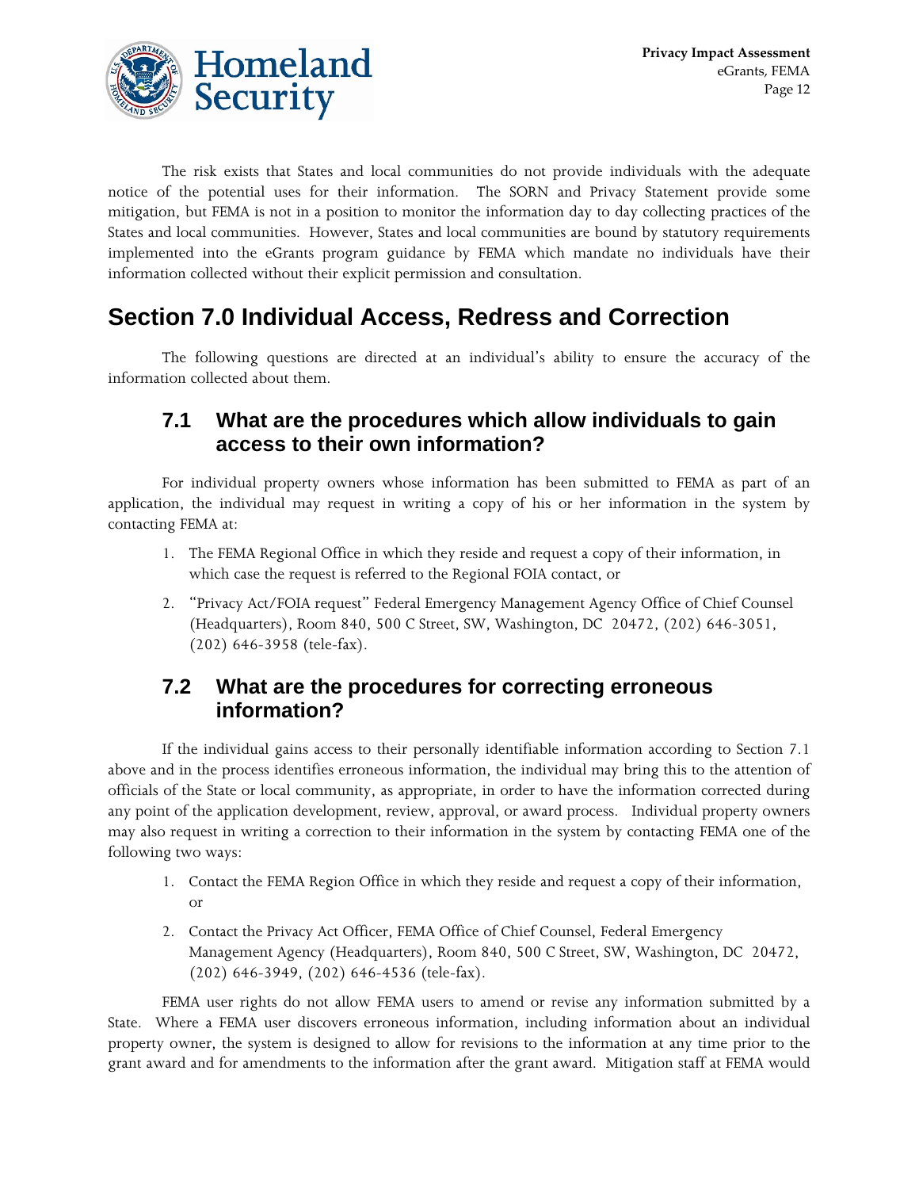The risk exists that States and local communities do not provide individuals with the adequate notice of the potential uses for their information. The SORN and Privacy Statement provide some mitigation, but FEMA is not in a position to monitor the information day to day collecting practices of the States and local communities. However, States and local communities are bound by statutory requirements implemented into the eGrants program guidance by FEMA which mandate no individuals have their information collected without their explicit permission and consultation.

# Section 7.0 Individual Access, Redress and Correction

The following questions are directed at an individual's ability to ensure the accuracy of the information collected about them.

## 7.1 What are the procedures which allow individuals to gain access to their own information?

For individual property owners whose information has been submitted to FEMA as part of an application, the individual may request in writing a copy of his or her information in the system by contacting FEMA at:

1. The FEMA Regional Office in which they reside and request a copy of their information, in which case the request is referred to the Regional FOIA contact, or
2. "Privacy Act/FOIA request" Federal Emergency Management Agency Office of Chief Counsel (Headquarters), Room 840, 500 C Street, SW, Washington, DC 20472, (202) 646-3051, (202) 646-3958 (tele-fax).

## 7.2 What are the procedures for correcting erroneous information?

If the individual gains access to their personally identifiable information according to Section 7.1 above and in the process identifies erroneous information, the individual may bring this to the attention of officials of the State or local community, as appropriate, in order to have the information corrected during any point of the application development, review, approval, or award process. Individual property owners may also request in writing a correction to their information in the system by contacting FEMA one of the following two ways:

1. Contact the FEMA Region Office in which they reside and request a copy of their information, or
2. Contact the Privacy Act Officer, FEMA Office of Chief Counsel, Federal Emergency Management Agency (Headquarters), Room 840, 500 C Street, SW, Washington, DC 20472, (202) 646-3949, (202) 646-4536 (tele-fax).

FEMA user rights do not allow FEMA users to amend or revise any information submitted by a State. Where a FEMA user discovers erroneous information, including information about an individual property owner, the system is designed to allow for revisions to the information at any time prior to the grant award and for amendments to the information after the grant award. Mitigation staff at FEMA would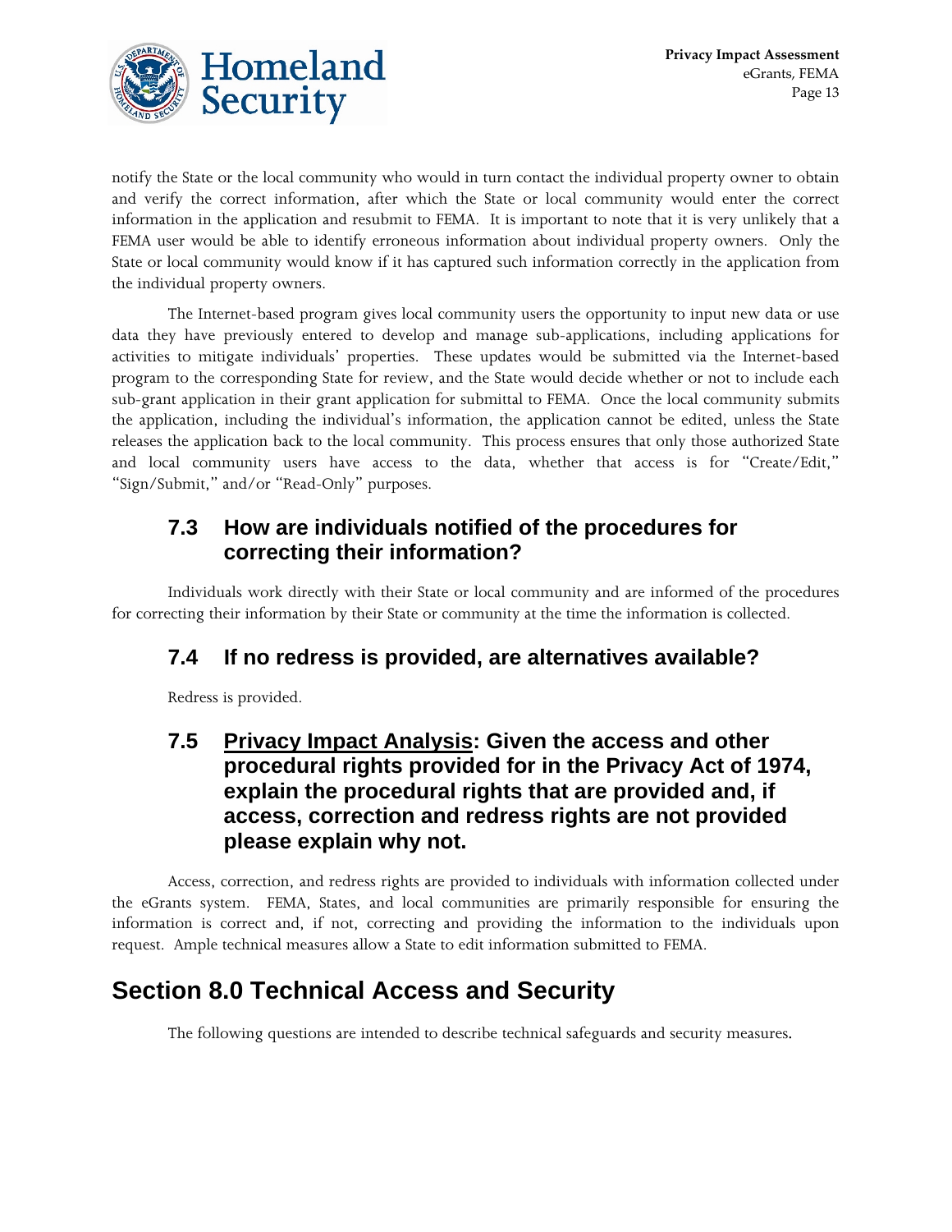notify the State or the local community who would in turn contact the individual property owner to obtain and verify the correct information, after which the State or local community would enter the correct information in the application and resubmit to FEMA. It is important to note that it is very unlikely that a FEMA user would be able to identify erroneous information about individual property owners. Only the State or local community would know if it has captured such information correctly in the application from the individual property owners.

The Internet-based program gives local community users the opportunity to input new data or use data they have previously entered to develop and manage sub-applications, including applications for activities to mitigate individuals' properties. These updates would be submitted via the Internet-based program to the corresponding State for review, and the State would decide whether or not to include each sub-grant application in their grant application for submittal to FEMA. Once the local community submits the application, including the individual's information, the application cannot be edited, unless the State releases the application back to the local community. This process ensures that only those authorized State and local community users have access to the data, whether that access is for "Create/Edit," "Sign/Submit," and/or "Read-Only" purposes.

### 7.3 How are individuals notified of the procedures for correcting their information?

Individuals work directly with their State or local community and are informed of the procedures for correcting their information by their State or community at the time the information is collected.

### 7.4 If no redress is provided, are alternatives available?

Redress is provided.

### 7.5 Privacy Impact Analysis: Given the access and other procedural rights provided for in the Privacy Act of 1974, explain the procedural rights that are provided and, if access, correction and redress rights are not provided please explain why not.

Access, correction, and redress rights are provided to individuals with information collected under the eGrants system. FEMA, States, and local communities are primarily responsible for ensuring the information is correct and, if not, correcting and providing the information to the individuals upon request. Ample technical measures allow a State to edit information submitted to FEMA.

## Section 8.0 Technical Access and Security

The following questions are intended to describe technical safeguards and security measures.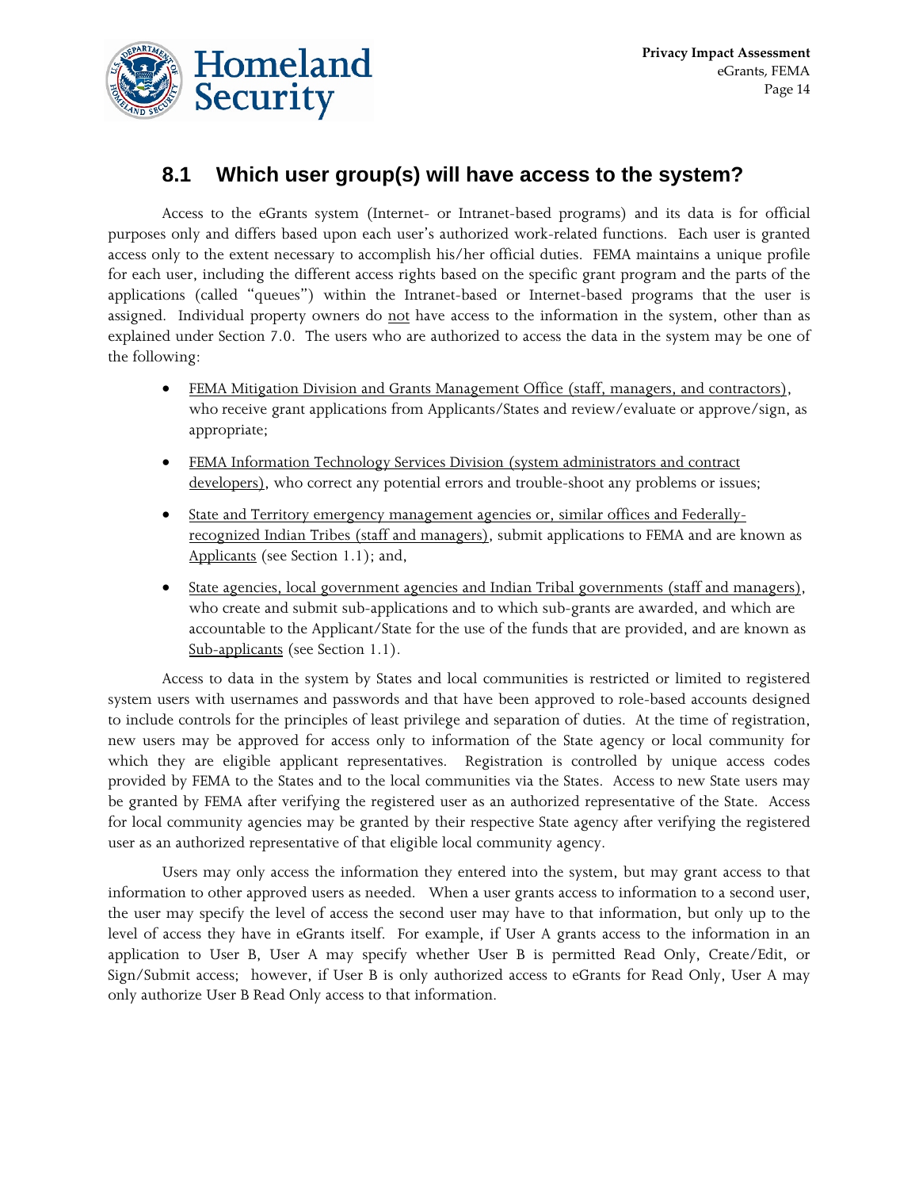## 8.1 Which user group(s) will have access to the system?

Access to the eGrants system (Internet- or Intranet-based programs) and its data is for official purposes only and differs based upon each user's authorized work-related functions. Each user is granted access only to the extent necessary to accomplish his/her official duties. FEMA maintains a unique profile for each user, including the different access rights based on the specific grant program and the parts of the applications (called "queues") within the Intranet-based or Internet-based programs that the user is assigned. Individual property owners do <u>not</u> have access to the information in the system, other than as explained under Section 7.0. The users who are authorized to access the data in the system may be one of the following:

- <u>FEMA Mitigation Division and Grants Management Office (staff, managers, and contractors)</u>, who receive grant applications from Applicants/States and review/evaluate or approve/sign, as appropriate;
- <u>FEMA Information Technology Services Division (system administrators and contract developers)</u>, who correct any potential errors and trouble-shoot any problems or issues;
- <u>State and Territory emergency management agencies or, similar offices and Federally-recognized Indian Tribes (staff and managers)</u>, submit applications to FEMA and are known as <u>Applicants</u> (see Section 1.1); and,
- <u>State agencies, local government agencies and Indian Tribal governments (staff and managers)</u>, who create and submit sub-applications and to which sub-grants are awarded, and which are accountable to the Applicant/State for the use of the funds that are provided, and are known as <u>Sub-applicants</u> (see Section 1.1).

Access to data in the system by States and local communities is restricted or limited to registered system users with usernames and passwords and that have been approved to role-based accounts designed to include controls for the principles of least privilege and separation of duties. At the time of registration, new users may be approved for access only to information of the State agency or local community for which they are eligible applicant representatives. Registration is controlled by unique access codes provided by FEMA to the States and to the local communities via the States. Access to new State users may be granted by FEMA after verifying the registered user as an authorized representative of the State. Access for local community agencies may be granted by their respective State agency after verifying the registered user as an authorized representative of that eligible local community agency.

Users may only access the information they entered into the system, but may grant access to that information to other approved users as needed. When a user grants access to information to a second user, the user may specify the level of access the second user may have to that information, but only up to the level of access they have in eGrants itself. For example, if User A grants access to the information in an application to User B, User A may specify whether User B is permitted Read Only, Create/Edit, or Sign/Submit access; however, if User B is only authorized access to eGrants for Read Only, User A may only authorize User B Read Only access to that information.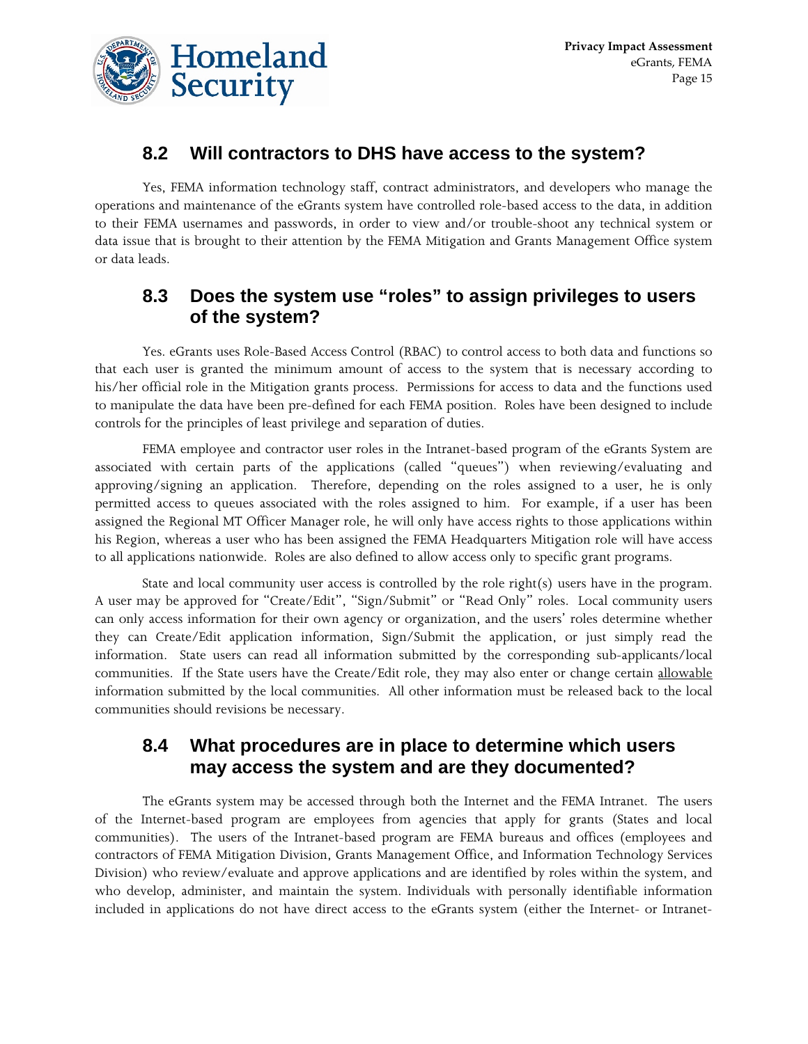## 8.2 Will contractors to DHS have access to the system?

Yes, FEMA information technology staff, contract administrators, and developers who manage the operations and maintenance of the eGrants system have controlled role-based access to the data, in addition to their FEMA usernames and passwords, in order to view and/or trouble-shoot any technical system or data issue that is brought to their attention by the FEMA Mitigation and Grants Management Office system or data leads.

## 8.3 Does the system use "roles" to assign privileges to users of the system?

Yes. eGrants uses Role-Based Access Control (RBAC) to control access to both data and functions so that each user is granted the minimum amount of access to the system that is necessary according to his/her official role in the Mitigation grants process. Permissions for access to data and the functions used to manipulate the data have been pre-defined for each FEMA position. Roles have been designed to include controls for the principles of least privilege and separation of duties.

FEMA employee and contractor user roles in the Intranet-based program of the eGrants System are associated with certain parts of the applications (called "queues") when reviewing/evaluating and approving/signing an application. Therefore, depending on the roles assigned to a user, he is only permitted access to queues associated with the roles assigned to him. For example, if a user has been assigned the Regional MT Officer Manager role, he will only have access rights to those applications within his Region, whereas a user who has been assigned the FEMA Headquarters Mitigation role will have access to all applications nationwide. Roles are also defined to allow access only to specific grant programs.

State and local community user access is controlled by the role right(s) users have in the program. A user may be approved for "Create/Edit", "Sign/Submit" or "Read Only" roles. Local community users can only access information for their own agency or organization, and the users' roles determine whether they can Create/Edit application information, Sign/Submit the application, or just simply read the information. State users can read all information submitted by the corresponding sub-applicants/local communities. If the State users have the Create/Edit role, they may also enter or change certain <u>allowable</u> information submitted by the local communities. All other information must be released back to the local communities should revisions be necessary.

## 8.4 What procedures are in place to determine which users may access the system and are they documented?

The eGrants system may be accessed through both the Internet and the FEMA Intranet. The users of the Internet-based program are employees from agencies that apply for grants (States and local communities). The users of the Intranet-based program are FEMA bureaus and offices (employees and contractors of FEMA Mitigation Division, Grants Management Office, and Information Technology Services Division) who review/evaluate and approve applications and are identified by roles within the system, and who develop, administer, and maintain the system. Individuals with personally identifiable information included in applications do not have direct access to the eGrants system (either the Internet- or Intranet-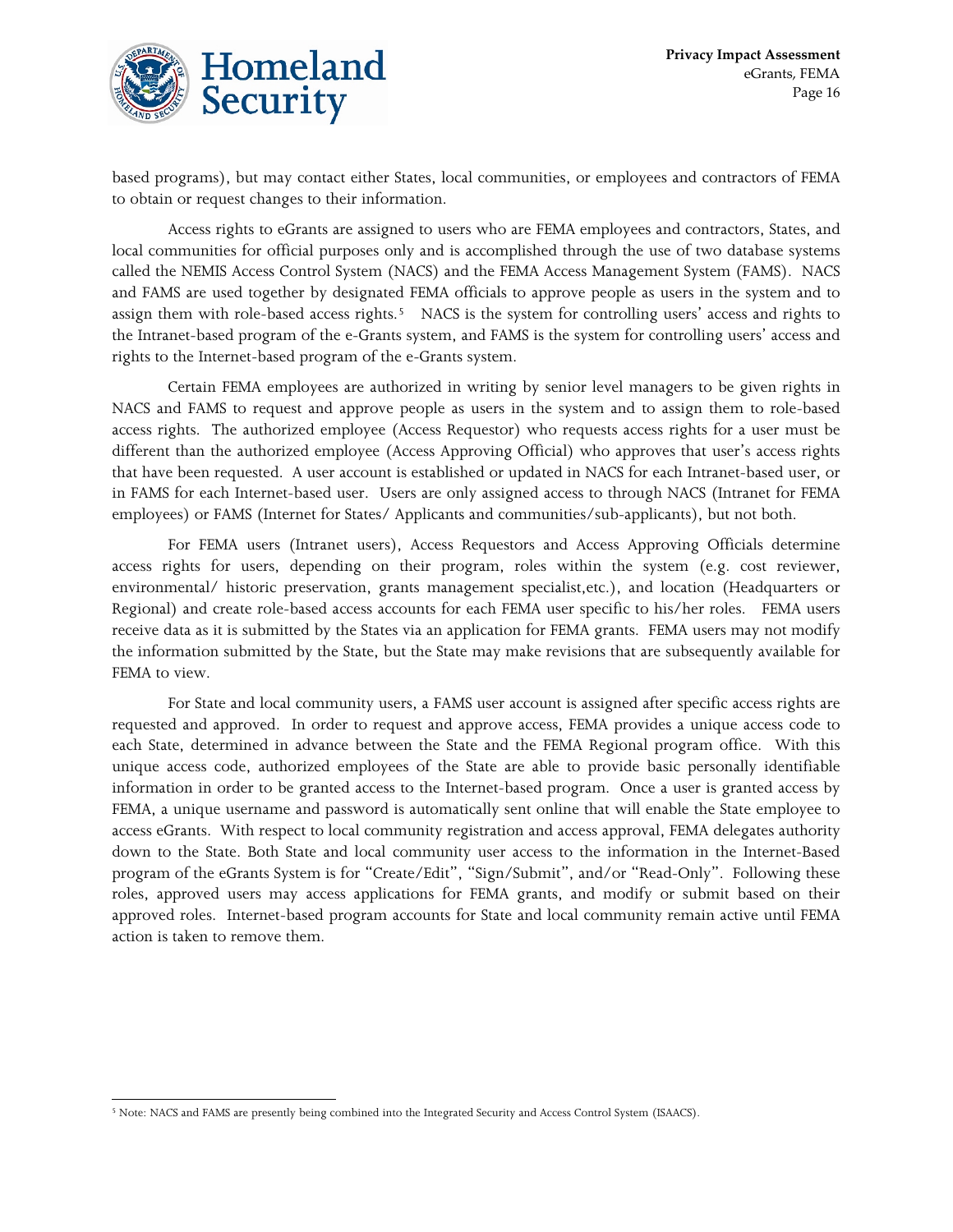based programs), but may contact either States, local communities, or employees and contractors of FEMA to obtain or request changes to their information.

Access rights to eGrants are assigned to users who are FEMA employees and contractors, States, and local communities for official purposes only and is accomplished through the use of two database systems called the NEMIS Access Control System (NACS) and the FEMA Access Management System (FAMS). NACS and FAMS are used together by designated FEMA officials to approve people as users in the system and to assign them with role-based access rights.[5] NACS is the system for controlling users' access and rights to the Intranet-based program of the e-Grants system, and FAMS is the system for controlling users' access and rights to the Internet-based program of the e-Grants system.

Certain FEMA employees are authorized in writing by senior level managers to be given rights in NACS and FAMS to request and approve people as users in the system and to assign them to role-based access rights. The authorized employee (Access Requestor) who requests access rights for a user must be different than the authorized employee (Access Approving Official) who approves that user's access rights that have been requested. A user account is established or updated in NACS for each Intranet-based user, or in FAMS for each Internet-based user. Users are only assigned access to through NACS (Intranet for FEMA employees) or FAMS (Internet for States/ Applicants and communities/sub-applicants), but not both.

For FEMA users (Intranet users), Access Requestors and Access Approving Officials determine access rights for users, depending on their program, roles within the system (e.g. cost reviewer, environmental/ historic preservation, grants management specialist,etc.), and location (Headquarters or Regional) and create role-based access accounts for each FEMA user specific to his/her roles. FEMA users receive data as it is submitted by the States via an application for FEMA grants. FEMA users may not modify the information submitted by the State, but the State may make revisions that are subsequently available for FEMA to view.

For State and local community users, a FAMS user account is assigned after specific access rights are requested and approved. In order to request and approve access, FEMA provides a unique access code to each State, determined in advance between the State and the FEMA Regional program office. With this unique access code, authorized employees of the State are able to provide basic personally identifiable information in order to be granted access to the Internet-based program. Once a user is granted access by FEMA, a unique username and password is automatically sent online that will enable the State employee to access eGrants. With respect to local community registration and access approval, FEMA delegates authority down to the State. Both State and local community user access to the information in the Internet-Based program of the eGrants System is for "Create/Edit", "Sign/Submit", and/or "Read-Only". Following these roles, approved users may access applications for FEMA grants, and modify or submit based on their approved roles. Internet-based program accounts for State and local community remain active until FEMA action is taken to remove them.

---

[5] Note: NACS and FAMS are presently being combined into the Integrated Security and Access Control System (ISAACS).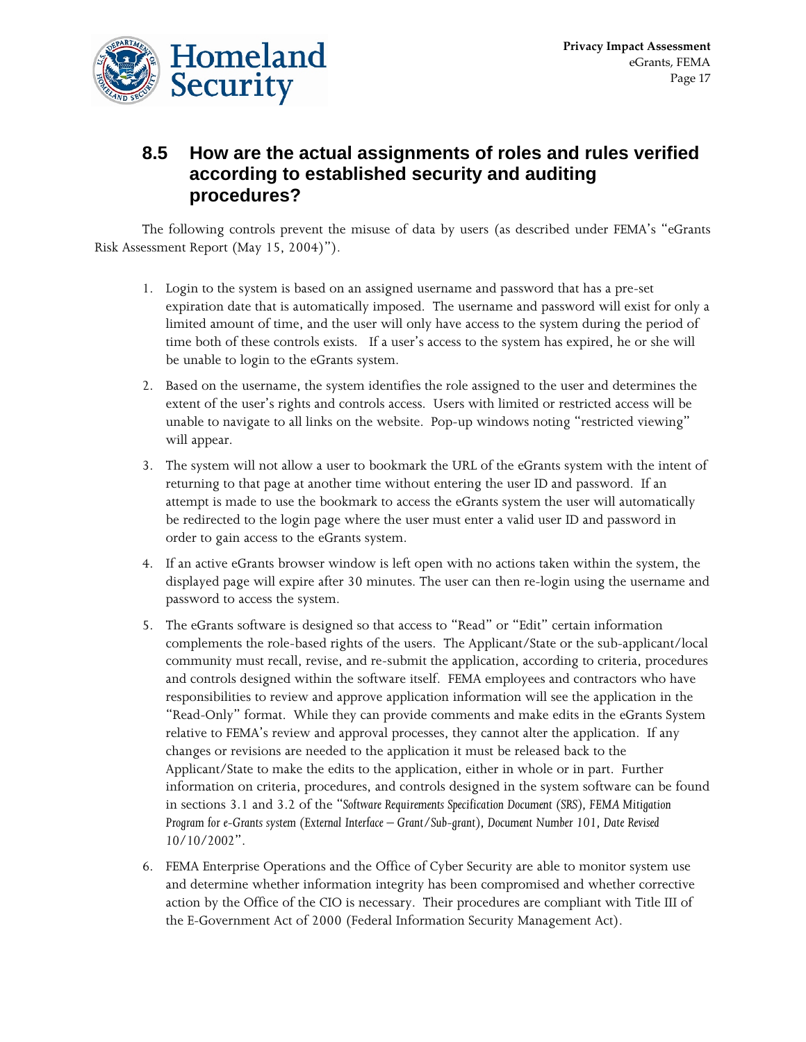## 8.5 How are the actual assignments of roles and rules verified according to established security and auditing procedures?

The following controls prevent the misuse of data by users (as described under FEMA's "eGrants Risk Assessment Report (May 15, 2004)").

1. Login to the system is based on an assigned username and password that has a pre-set expiration date that is automatically imposed. The username and password will exist for only a limited amount of time, and the user will only have access to the system during the period of time both of these controls exists. If a user's access to the system has expired, he or she will be unable to login to the eGrants system.
2. Based on the username, the system identifies the role assigned to the user and determines the extent of the user's rights and controls access. Users with limited or restricted access will be unable to navigate to all links on the website. Pop-up windows noting "restricted viewing" will appear.
3. The system will not allow a user to bookmark the URL of the eGrants system with the intent of returning to that page at another time without entering the user ID and password. If an attempt is made to use the bookmark to access the eGrants system the user will automatically be redirected to the login page where the user must enter a valid user ID and password in order to gain access to the eGrants system.
4. If an active eGrants browser window is left open with no actions taken within the system, the displayed page will expire after 30 minutes. The user can then re-login using the username and password to access the system.
5. The eGrants software is designed so that access to "Read" or "Edit" certain information complements the role-based rights of the users. The Applicant/State or the sub-applicant/local community must recall, revise, and re-submit the application, according to criteria, procedures and controls designed within the software itself. FEMA employees and contractors who have responsibilities to review and approve application information will see the application in the "Read-Only" format. While they can provide comments and make edits in the eGrants System relative to FEMA's review and approval processes, they cannot alter the application. If any changes or revisions are needed to the application it must be released back to the Applicant/State to make the edits to the application, either in whole or in part. Further information on criteria, procedures, and controls designed in the system software can be found in sections 3.1 and 3.2 of the "*Software Requirements Specification Document (SRS), FEMA Mitigation Program for e-Grants system (External Interface – Grant/Sub-grant), Document Number 101, Date Revised 10/10/2002*".
6. FEMA Enterprise Operations and the Office of Cyber Security are able to monitor system use and determine whether information integrity has been compromised and whether corrective action by the Office of the CIO is necessary. Their procedures are compliant with Title III of the E-Government Act of 2000 (Federal Information Security Management Act).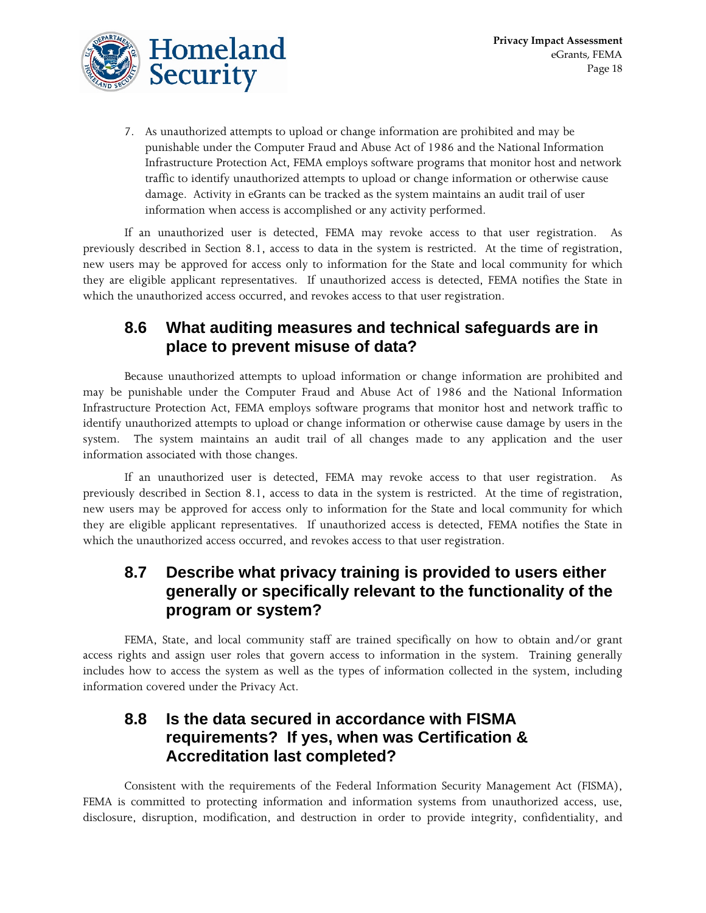7. As unauthorized attempts to upload or change information are prohibited and may be punishable under the Computer Fraud and Abuse Act of 1986 and the National Information Infrastructure Protection Act, FEMA employs software programs that monitor host and network traffic to identify unauthorized attempts to upload or change information or otherwise cause damage. Activity in eGrants can be tracked as the system maintains an audit trail of user information when access is accomplished or any activity performed.

If an unauthorized user is detected, FEMA may revoke access to that user registration. As previously described in Section 8.1, access to data in the system is restricted. At the time of registration, new users may be approved for access only to information for the State and local community for which they are eligible applicant representatives. If unauthorized access is detected, FEMA notifies the State in which the unauthorized access occurred, and revokes access to that user registration.

## 8.6 What auditing measures and technical safeguards are in place to prevent misuse of data?

Because unauthorized attempts to upload information or change information are prohibited and may be punishable under the Computer Fraud and Abuse Act of 1986 and the National Information Infrastructure Protection Act, FEMA employs software programs that monitor host and network traffic to identify unauthorized attempts to upload or change information or otherwise cause damage by users in the system. The system maintains an audit trail of all changes made to any application and the user information associated with those changes.

If an unauthorized user is detected, FEMA may revoke access to that user registration. As previously described in Section 8.1, access to data in the system is restricted. At the time of registration, new users may be approved for access only to information for the State and local community for which they are eligible applicant representatives. If unauthorized access is detected, FEMA notifies the State in which the unauthorized access occurred, and revokes access to that user registration.

## 8.7 Describe what privacy training is provided to users either generally or specifically relevant to the functionality of the program or system?

FEMA, State, and local community staff are trained specifically on how to obtain and/or grant access rights and assign user roles that govern access to information in the system. Training generally includes how to access the system as well as the types of information collected in the system, including information covered under the Privacy Act.

## 8.8 Is the data secured in accordance with FISMA requirements? If yes, when was Certification & Accreditation last completed?

Consistent with the requirements of the Federal Information Security Management Act (FISMA), FEMA is committed to protecting information and information systems from unauthorized access, use, disclosure, disruption, modification, and destruction in order to provide integrity, confidentiality, and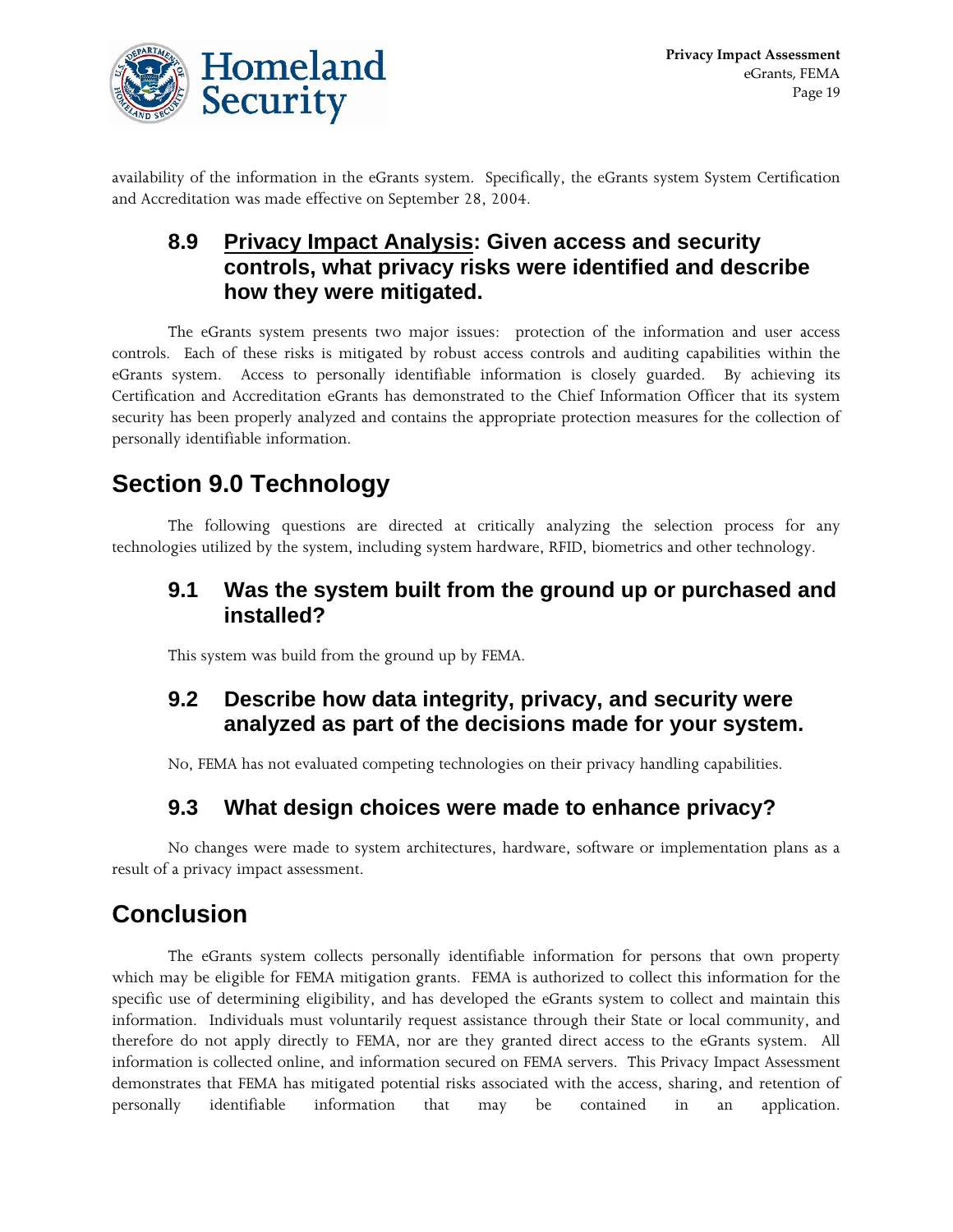availability of the information in the eGrants system. Specifically, the eGrants system System Certification and Accreditation was made effective on September 28, 2004.

### 8.9 Privacy Impact Analysis: Given access and security controls, what privacy risks were identified and describe how they were mitigated.

The eGrants system presents two major issues: protection of the information and user access controls. Each of these risks is mitigated by robust access controls and auditing capabilities within the eGrants system. Access to personally identifiable information is closely guarded. By achieving its Certification and Accreditation eGrants has demonstrated to the Chief Information Officer that its system security has been properly analyzed and contains the appropriate protection measures for the collection of personally identifiable information.

## Section 9.0 Technology

The following questions are directed at critically analyzing the selection process for any technologies utilized by the system, including system hardware, RFID, biometrics and other technology.

### 9.1 Was the system built from the ground up or purchased and installed?

This system was build from the ground up by FEMA.

### 9.2 Describe how data integrity, privacy, and security were analyzed as part of the decisions made for your system.

No, FEMA has not evaluated competing technologies on their privacy handling capabilities.

### 9.3 What design choices were made to enhance privacy?

No changes were made to system architectures, hardware, software or implementation plans as a result of a privacy impact assessment.

## Conclusion

The eGrants system collects personally identifiable information for persons that own property which may be eligible for FEMA mitigation grants. FEMA is authorized to collect this information for the specific use of determining eligibility, and has developed the eGrants system to collect and maintain this information. Individuals must voluntarily request assistance through their State or local community, and therefore do not apply directly to FEMA, nor are they granted direct access to the eGrants system. All information is collected online, and information secured on FEMA servers. This Privacy Impact Assessment demonstrates that FEMA has mitigated potential risks associated with the access, sharing, and retention of personally identifiable information that may be contained in an application.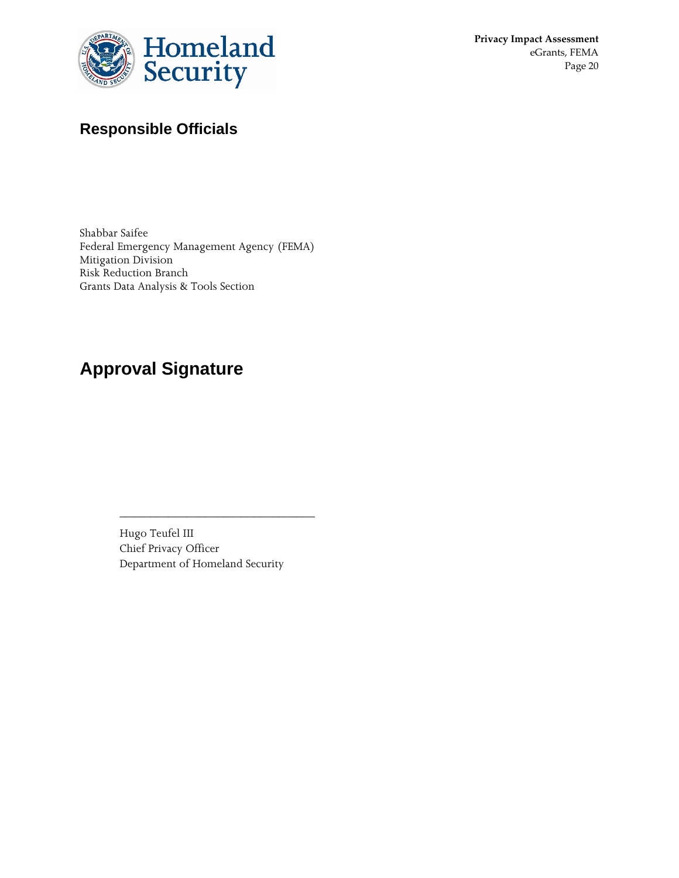## Responsible Officials

Shabbar Saifee
Federal Emergency Management Agency (FEMA)
Mitigation Division
Risk Reduction Branch
Grants Data Analysis & Tools Section

## Approval Signature

________________________________

Hugo Teufel III
Chief Privacy Officer
Department of Homeland Security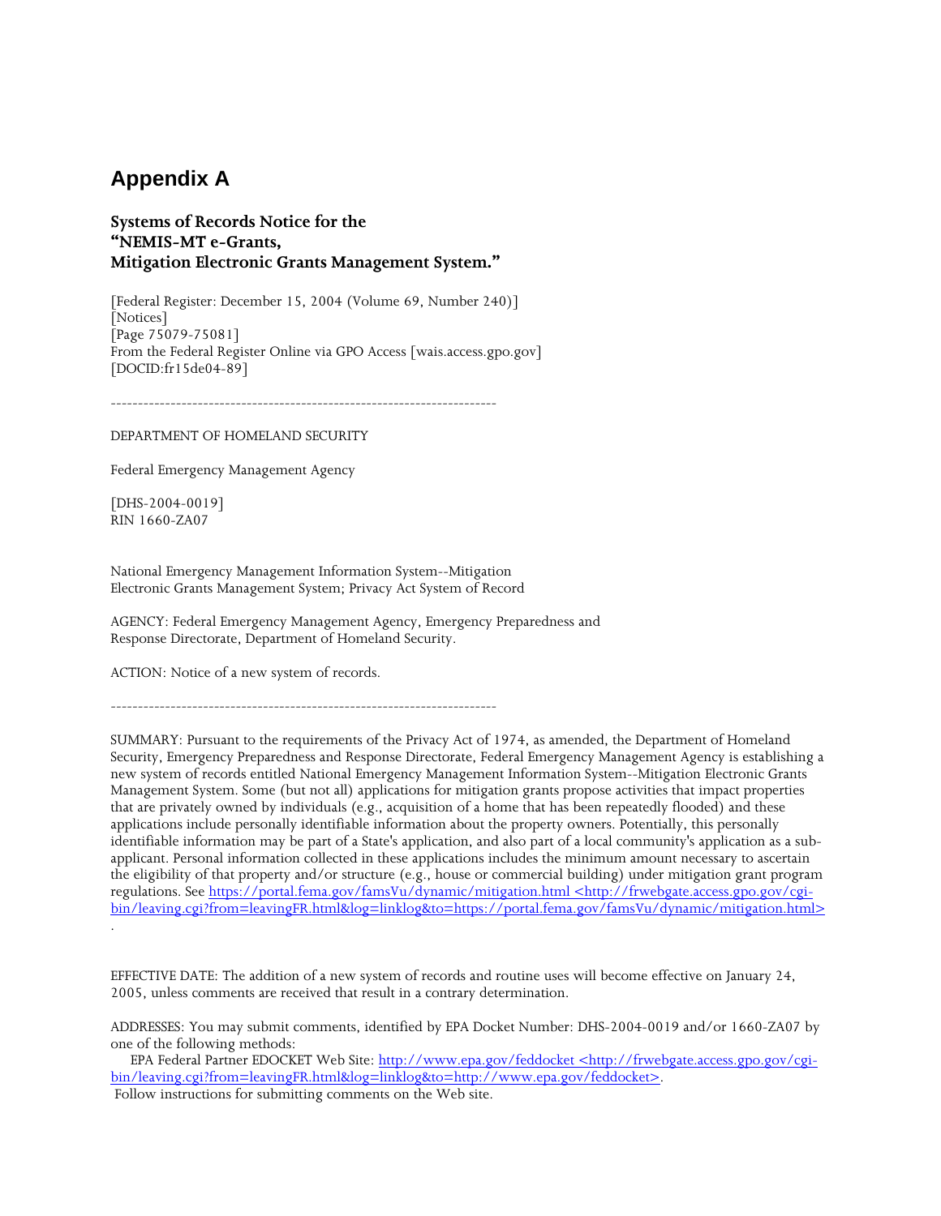# Appendix A

**Systems of Records Notice for the "NEMIS-MT e-Grants, Mitigation Electronic Grants Management System."**

[Federal Register: December 15, 2004 (Volume 69, Number 240)]
[Notices]
[Page 75079-75081]
From the Federal Register Online via GPO Access [wais.access.gpo.gov]
[DOCID:fr15de04-89]

-----------------------------------------------------------------------

DEPARTMENT OF HOMELAND SECURITY

Federal Emergency Management Agency

[DHS-2004-0019]
RIN 1660-ZA07

National Emergency Management Information System--Mitigation Electronic Grants Management System; Privacy Act System of Record

AGENCY: Federal Emergency Management Agency, Emergency Preparedness and Response Directorate, Department of Homeland Security.

ACTION: Notice of a new system of records.

-----------------------------------------------------------------------

SUMMARY: Pursuant to the requirements of the Privacy Act of 1974, as amended, the Department of Homeland Security, Emergency Preparedness and Response Directorate, Federal Emergency Management Agency is establishing a new system of records entitled National Emergency Management Information System--Mitigation Electronic Grants Management System. Some (but not all) applications for mitigation grants propose activities that impact properties that are privately owned by individuals (e.g., acquisition of a home that has been repeatedly flooded) and these applications include personally identifiable information about the property owners. Potentially, this personally identifiable information may be part of a State's application, and also part of a local community's application as a sub-applicant. Personal information collected in these applications includes the minimum amount necessary to ascertain the eligibility of that property and/or structure (e.g., house or commercial building) under mitigation grant program regulations. See https://portal.fema.gov/famsVu/dynamic/mitigation.html <http://frwebgate.access.gpo.gov/cgi-bin/leaving.cgi?from=leavingFR.html&log=linklog&to=https://portal.fema.gov/famsVu/dynamic/mitigation.html>.

EFFECTIVE DATE: The addition of a new system of records and routine uses will become effective on January 24, 2005, unless comments are received that result in a contrary determination.

ADDRESSES: You may submit comments, identified by EPA Docket Number: DHS-2004-0019 and/or 1660-ZA07 by one of the following methods:

EPA Federal Partner EDOCKET Web Site: http://www.epa.gov/feddocket <http://frwebgate.access.gpo.gov/cgi-bin/leaving.cgi?from=leavingFR.html&log=linklog&to=http://www.epa.gov/feddocket>.
Follow instructions for submitting comments on the Web site.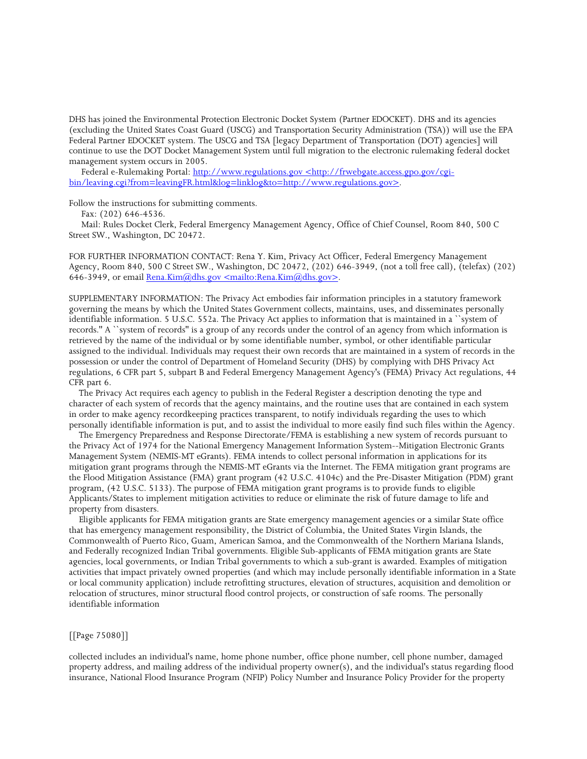DHS has joined the Environmental Protection Electronic Docket System (Partner EDOCKET). DHS and its agencies (excluding the United States Coast Guard (USCG) and Transportation Security Administration (TSA)) will use the EPA Federal Partner EDOCKET system. The USCG and TSA [legacy Department of Transportation (DOT) agencies] will continue to use the DOT Docket Management System until full migration to the electronic rulemaking federal docket management system occurs in 2005.

Federal e-Rulemaking Portal: http://www.regulations.gov <http://frwebgate.access.gpo.gov/cgi-bin/leaving.cgi?from=leavingFR.html&log=linklog&to=http://www.regulations.gov>.

Follow the instructions for submitting comments.

Fax: (202) 646-4536.

Mail: Rules Docket Clerk, Federal Emergency Management Agency, Office of Chief Counsel, Room 840, 500 C Street SW., Washington, DC 20472.

FOR FURTHER INFORMATION CONTACT: Rena Y. Kim, Privacy Act Officer, Federal Emergency Management Agency, Room 840, 500 C Street SW., Washington, DC 20472, (202) 646-3949, (not a toll free call), (telefax) (202) 646-3949, or email Rena.Kim@dhs.gov <mailto:Rena.Kim@dhs.gov>.

SUPPLEMENTARY INFORMATION: The Privacy Act embodies fair information principles in a statutory framework governing the means by which the United States Government collects, maintains, uses, and disseminates personally identifiable information. 5 U.S.C. 552a. The Privacy Act applies to information that is maintained in a ``system of records.'' A ``system of records'' is a group of any records under the control of an agency from which information is retrieved by the name of the individual or by some identifiable number, symbol, or other identifiable particular assigned to the individual. Individuals may request their own records that are maintained in a system of records in the possession or under the control of Department of Homeland Security (DHS) by complying with DHS Privacy Act regulations, 6 CFR part 5, subpart B and Federal Emergency Management Agency's (FEMA) Privacy Act regulations, 44 CFR part 6.

The Privacy Act requires each agency to publish in the Federal Register a description denoting the type and character of each system of records that the agency maintains, and the routine uses that are contained in each system in order to make agency recordkeeping practices transparent, to notify individuals regarding the uses to which personally identifiable information is put, and to assist the individual to more easily find such files within the Agency.

The Emergency Preparedness and Response Directorate/FEMA is establishing a new system of records pursuant to the Privacy Act of 1974 for the National Emergency Management Information System--Mitigation Electronic Grants Management System (NEMIS-MT eGrants). FEMA intends to collect personal information in applications for its mitigation grant programs through the NEMIS-MT eGrants via the Internet. The FEMA mitigation grant programs are the Flood Mitigation Assistance (FMA) grant program (42 U.S.C. 4104c) and the Pre-Disaster Mitigation (PDM) grant program, (42 U.S.C. 5133). The purpose of FEMA mitigation grant programs is to provide funds to eligible Applicants/States to implement mitigation activities to reduce or eliminate the risk of future damage to life and property from disasters.

Eligible applicants for FEMA mitigation grants are State emergency management agencies or a similar State office that has emergency management responsibility, the District of Columbia, the United States Virgin Islands, the Commonwealth of Puerto Rico, Guam, American Samoa, and the Commonwealth of the Northern Mariana Islands, and Federally recognized Indian Tribal governments. Eligible Sub-applicants of FEMA mitigation grants are State agencies, local governments, or Indian Tribal governments to which a sub-grant is awarded. Examples of mitigation activities that impact privately owned properties (and which may include personally identifiable information in a State or local community application) include retrofitting structures, elevation of structures, acquisition and demolition or relocation of structures, minor structural flood control projects, or construction of safe rooms. The personally identifiable information

[[Page 75080]]

collected includes an individual's name, home phone number, office phone number, cell phone number, damaged property address, and mailing address of the individual property owner(s), and the individual's status regarding flood insurance, National Flood Insurance Program (NFIP) Policy Number and Insurance Policy Provider for the property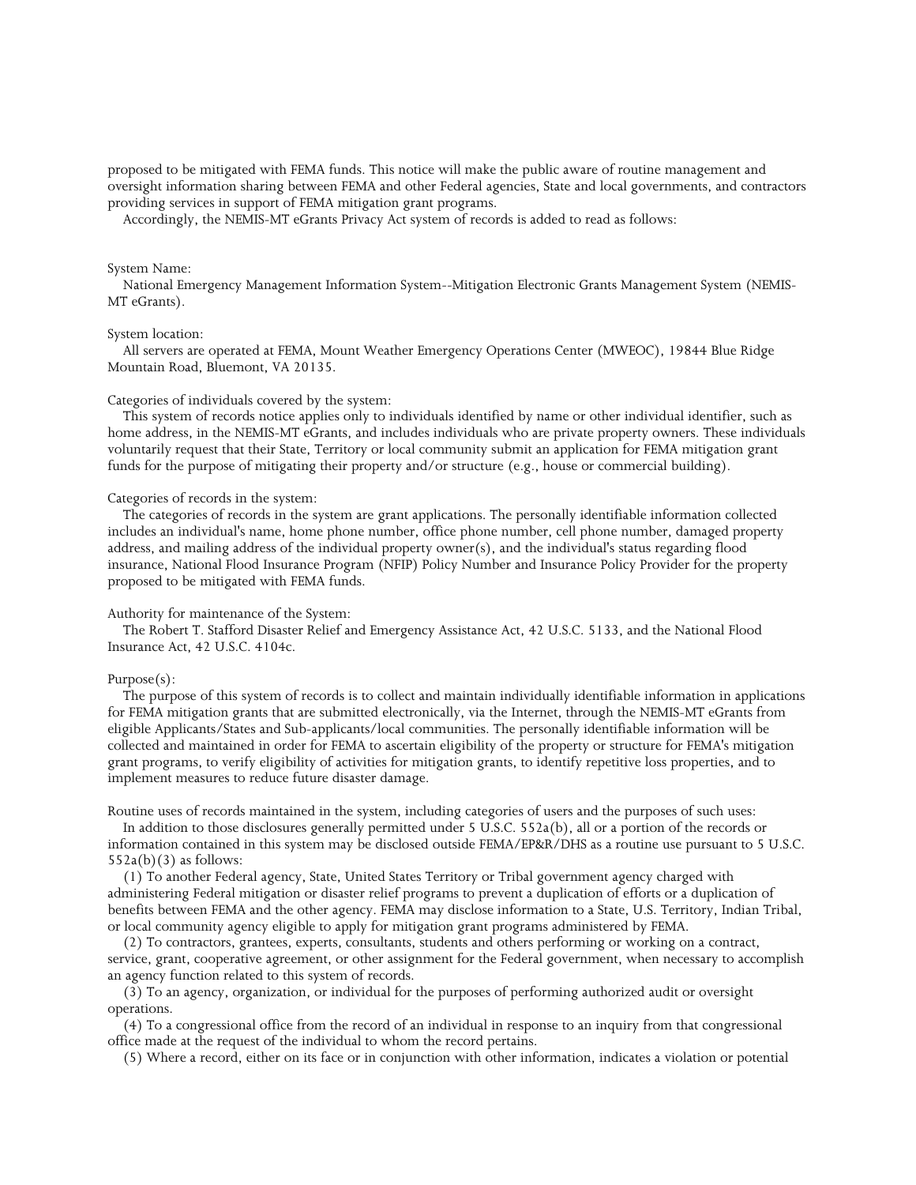proposed to be mitigated with FEMA funds. This notice will make the public aware of routine management and oversight information sharing between FEMA and other Federal agencies, State and local governments, and contractors providing services in support of FEMA mitigation grant programs.

Accordingly, the NEMIS-MT eGrants Privacy Act system of records is added to read as follows:

System Name:

National Emergency Management Information System--Mitigation Electronic Grants Management System (NEMIS-MT eGrants).

System location:

All servers are operated at FEMA, Mount Weather Emergency Operations Center (MWEOC), 19844 Blue Ridge Mountain Road, Bluemont, VA 20135.

Categories of individuals covered by the system:

This system of records notice applies only to individuals identified by name or other individual identifier, such as home address, in the NEMIS-MT eGrants, and includes individuals who are private property owners. These individuals voluntarily request that their State, Territory or local community submit an application for FEMA mitigation grant funds for the purpose of mitigating their property and/or structure (e.g., house or commercial building).

Categories of records in the system:

The categories of records in the system are grant applications. The personally identifiable information collected includes an individual's name, home phone number, office phone number, cell phone number, damaged property address, and mailing address of the individual property owner(s), and the individual's status regarding flood insurance, National Flood Insurance Program (NFIP) Policy Number and Insurance Policy Provider for the property proposed to be mitigated with FEMA funds.

Authority for maintenance of the System:

The Robert T. Stafford Disaster Relief and Emergency Assistance Act, 42 U.S.C. 5133, and the National Flood Insurance Act, 42 U.S.C. 4104c.

Purpose(s):

The purpose of this system of records is to collect and maintain individually identifiable information in applications for FEMA mitigation grants that are submitted electronically, via the Internet, through the NEMIS-MT eGrants from eligible Applicants/States and Sub-applicants/local communities. The personally identifiable information will be collected and maintained in order for FEMA to ascertain eligibility of the property or structure for FEMA's mitigation grant programs, to verify eligibility of activities for mitigation grants, to identify repetitive loss properties, and to implement measures to reduce future disaster damage.

Routine uses of records maintained in the system, including categories of users and the purposes of such uses:

In addition to those disclosures generally permitted under 5 U.S.C. 552a(b), all or a portion of the records or information contained in this system may be disclosed outside FEMA/EP&R/DHS as a routine use pursuant to 5 U.S.C. 552a(b)(3) as follows:

(1) To another Federal agency, State, United States Territory or Tribal government agency charged with administering Federal mitigation or disaster relief programs to prevent a duplication of efforts or a duplication of benefits between FEMA and the other agency. FEMA may disclose information to a State, U.S. Territory, Indian Tribal, or local community agency eligible to apply for mitigation grant programs administered by FEMA.

(2) To contractors, grantees, experts, consultants, students and others performing or working on a contract, service, grant, cooperative agreement, or other assignment for the Federal government, when necessary to accomplish an agency function related to this system of records.

(3) To an agency, organization, or individual for the purposes of performing authorized audit or oversight operations.

(4) To a congressional office from the record of an individual in response to an inquiry from that congressional office made at the request of the individual to whom the record pertains.

(5) Where a record, either on its face or in conjunction with other information, indicates a violation or potential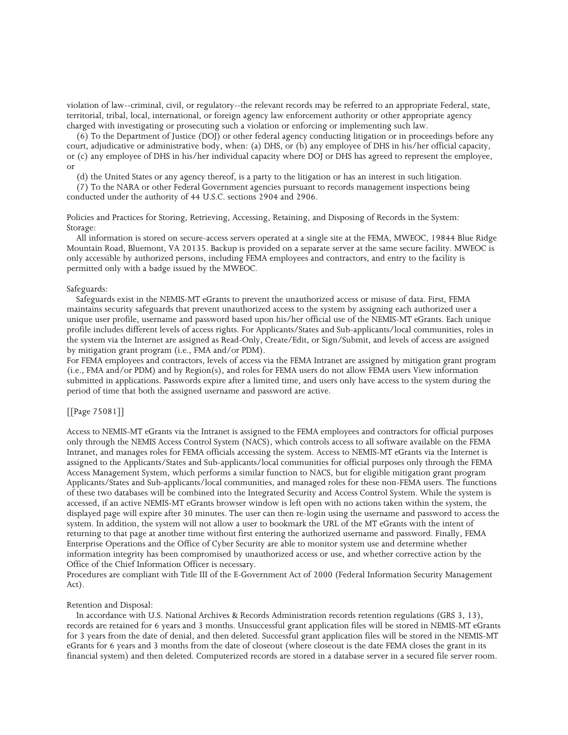violation of law--criminal, civil, or regulatory--the relevant records may be referred to an appropriate Federal, state, territorial, tribal, local, international, or foreign agency law enforcement authority or other appropriate agency charged with investigating or prosecuting such a violation or enforcing or implementing such law.

(6) To the Department of Justice (DOJ) or other federal agency conducting litigation or in proceedings before any court, adjudicative or administrative body, when: (a) DHS, or (b) any employee of DHS in his/her official capacity, or (c) any employee of DHS in his/her individual capacity where DOJ or DHS has agreed to represent the employee, or

(d) the United States or any agency thereof, is a party to the litigation or has an interest in such litigation.

(7) To the NARA or other Federal Government agencies pursuant to records management inspections being conducted under the authority of 44 U.S.C. sections 2904 and 2906.

Policies and Practices for Storing, Retrieving, Accessing, Retaining, and Disposing of Records in the System:
Storage:

All information is stored on secure-access servers operated at a single site at the FEMA, MWEOC, 19844 Blue Ridge Mountain Road, Bluemont, VA 20135. Backup is provided on a separate server at the same secure facility. MWEOC is only accessible by authorized persons, including FEMA employees and contractors, and entry to the facility is permitted only with a badge issued by the MWEOC.

Safeguards:

Safeguards exist in the NEMIS-MT eGrants to prevent the unauthorized access or misuse of data. First, FEMA maintains security safeguards that prevent unauthorized access to the system by assigning each authorized user a unique user profile, username and password based upon his/her official use of the NEMIS-MT eGrants. Each unique profile includes different levels of access rights. For Applicants/States and Sub-applicants/local communities, roles in the system via the Internet are assigned as Read-Only, Create/Edit, or Sign/Submit, and levels of access are assigned by mitigation grant program (i.e., FMA and/or PDM).
For FEMA employees and contractors, levels of access via the FEMA Intranet are assigned by mitigation grant program (i.e., FMA and/or PDM) and by Region(s), and roles for FEMA users do not allow FEMA users View information submitted in applications. Passwords expire after a limited time, and users only have access to the system during the period of time that both the assigned username and password are active.

[[Page 75081]]

Access to NEMIS-MT eGrants via the Intranet is assigned to the FEMA employees and contractors for official purposes only through the NEMIS Access Control System (NACS), which controls access to all software available on the FEMA Intranet, and manages roles for FEMA officials accessing the system. Access to NEMIS-MT eGrants via the Internet is assigned to the Applicants/States and Sub-applicants/local communities for official purposes only through the FEMA Access Management System, which performs a similar function to NACS, but for eligible mitigation grant program Applicants/States and Sub-applicants/local communities, and managed roles for these non-FEMA users. The functions of these two databases will be combined into the Integrated Security and Access Control System. While the system is accessed, if an active NEMIS-MT eGrants browser window is left open with no actions taken within the system, the displayed page will expire after 30 minutes. The user can then re-login using the username and password to access the system. In addition, the system will not allow a user to bookmark the URL of the MT eGrants with the intent of returning to that page at another time without first entering the authorized username and password. Finally, FEMA Enterprise Operations and the Office of Cyber Security are able to monitor system use and determine whether information integrity has been compromised by unauthorized access or use, and whether corrective action by the Office of the Chief Information Officer is necessary.
Procedures are compliant with Title III of the E-Government Act of 2000 (Federal Information Security Management Act).

Retention and Disposal:

In accordance with U.S. National Archives & Records Administration records retention regulations (GRS 3, 13), records are retained for 6 years and 3 months. Unsuccessful grant application files will be stored in NEMIS-MT eGrants for 3 years from the date of denial, and then deleted. Successful grant application files will be stored in the NEMIS-MT eGrants for 6 years and 3 months from the date of closeout (where closeout is the date FEMA closes the grant in its financial system) and then deleted. Computerized records are stored in a database server in a secured file server room.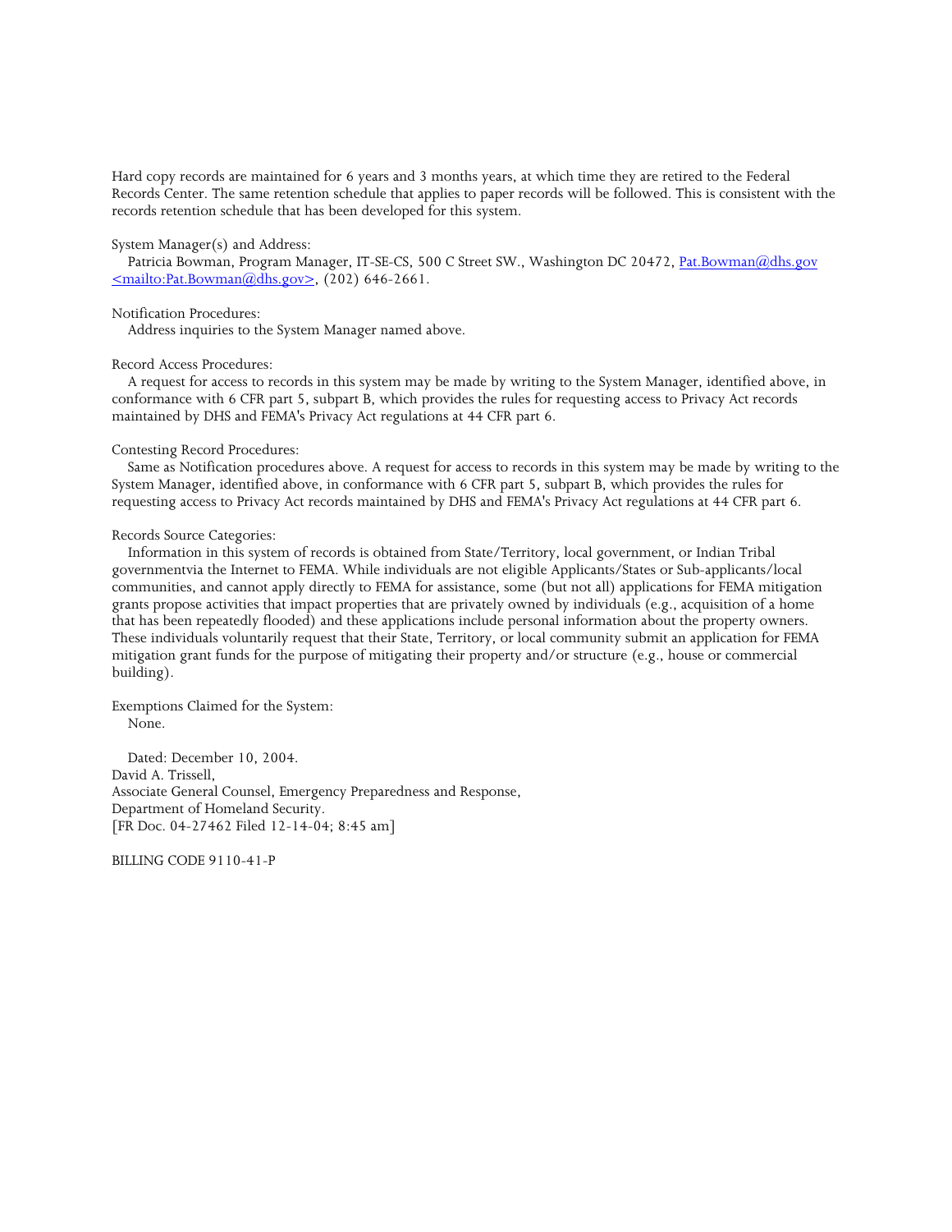Hard copy records are maintained for 6 years and 3 months years, at which time they are retired to the Federal Records Center. The same retention schedule that applies to paper records will be followed. This is consistent with the records retention schedule that has been developed for this system.

System Manager(s) and Address:

Patricia Bowman, Program Manager, IT-SE-CS, 500 C Street SW., Washington DC 20472, Pat.Bowman@dhs.gov <mailto:Pat.Bowman@dhs.gov>, (202) 646-2661.

Notification Procedures:

Address inquiries to the System Manager named above.

Record Access Procedures:

A request for access to records in this system may be made by writing to the System Manager, identified above, in conformance with 6 CFR part 5, subpart B, which provides the rules for requesting access to Privacy Act records maintained by DHS and FEMA's Privacy Act regulations at 44 CFR part 6.

Contesting Record Procedures:

Same as Notification procedures above. A request for access to records in this system may be made by writing to the System Manager, identified above, in conformance with 6 CFR part 5, subpart B, which provides the rules for requesting access to Privacy Act records maintained by DHS and FEMA's Privacy Act regulations at 44 CFR part 6.

Records Source Categories:

Information in this system of records is obtained from State/Territory, local government, or Indian Tribal governmentvia the Internet to FEMA. While individuals are not eligible Applicants/States or Sub-applicants/local communities, and cannot apply directly to FEMA for assistance, some (but not all) applications for FEMA mitigation grants propose activities that impact properties that are privately owned by individuals (e.g., acquisition of a home that has been repeatedly flooded) and these applications include personal information about the property owners. These individuals voluntarily request that their State, Territory, or local community submit an application for FEMA mitigation grant funds for the purpose of mitigating their property and/or structure (e.g., house or commercial building).

Exemptions Claimed for the System:

None.

Dated: December 10, 2004.
David A. Trissell,
Associate General Counsel, Emergency Preparedness and Response,
Department of Homeland Security.
[FR Doc. 04-27462 Filed 12-14-04; 8:45 am]

BILLING CODE 9110-41-P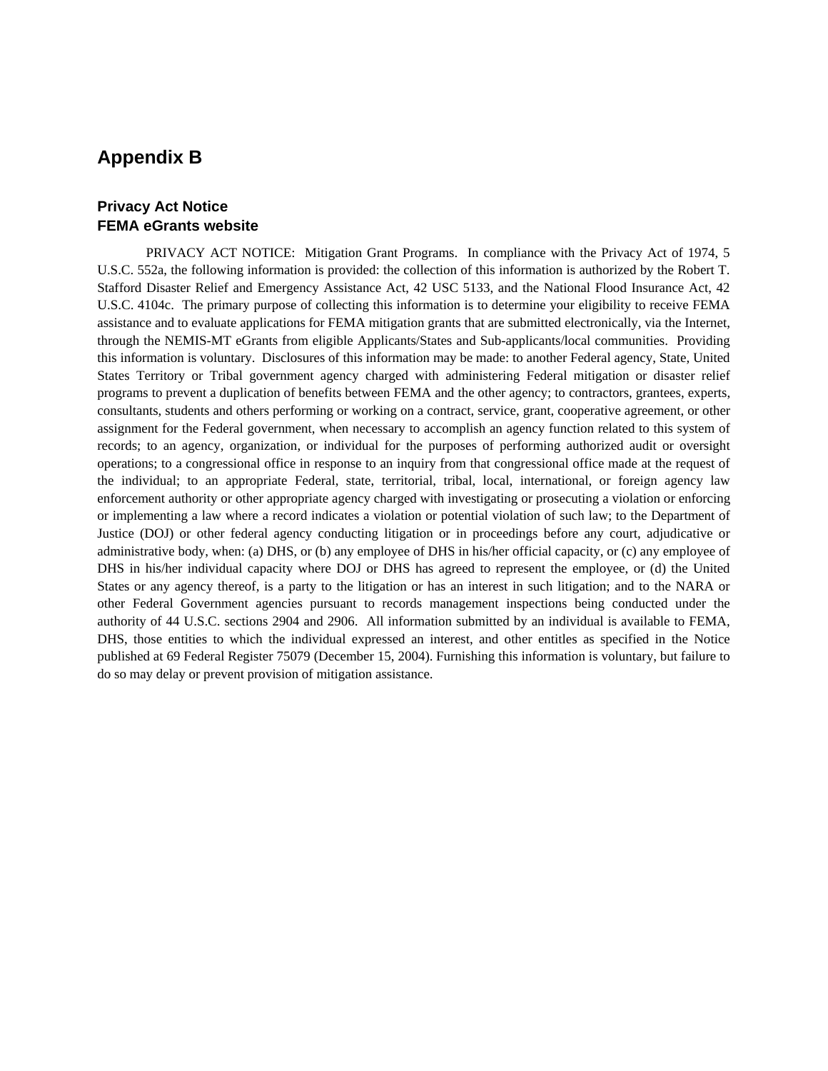# Appendix B

**Privacy Act Notice**
**FEMA eGrants website**

PRIVACY ACT NOTICE: Mitigation Grant Programs. In compliance with the Privacy Act of 1974, 5 U.S.C. 552a, the following information is provided: the collection of this information is authorized by the Robert T. Stafford Disaster Relief and Emergency Assistance Act, 42 USC 5133, and the National Flood Insurance Act, 42 U.S.C. 4104c. The primary purpose of collecting this information is to determine your eligibility to receive FEMA assistance and to evaluate applications for FEMA mitigation grants that are submitted electronically, via the Internet, through the NEMIS-MT eGrants from eligible Applicants/States and Sub-applicants/local communities. Providing this information is voluntary. Disclosures of this information may be made: to another Federal agency, State, United States Territory or Tribal government agency charged with administering Federal mitigation or disaster relief programs to prevent a duplication of benefits between FEMA and the other agency; to contractors, grantees, experts, consultants, students and others performing or working on a contract, service, grant, cooperative agreement, or other assignment for the Federal government, when necessary to accomplish an agency function related to this system of records; to an agency, organization, or individual for the purposes of performing authorized audit or oversight operations; to a congressional office in response to an inquiry from that congressional office made at the request of the individual; to an appropriate Federal, state, territorial, tribal, local, international, or foreign agency law enforcement authority or other appropriate agency charged with investigating or prosecuting a violation or enforcing or implementing a law where a record indicates a violation or potential violation of such law; to the Department of Justice (DOJ) or other federal agency conducting litigation or in proceedings before any court, adjudicative or administrative body, when: (a) DHS, or (b) any employee of DHS in his/her official capacity, or (c) any employee of DHS in his/her individual capacity where DOJ or DHS has agreed to represent the employee, or (d) the United States or any agency thereof, is a party to the litigation or has an interest in such litigation; and to the NARA or other Federal Government agencies pursuant to records management inspections being conducted under the authority of 44 U.S.C. sections 2904 and 2906. All information submitted by an individual is available to FEMA, DHS, those entities to which the individual expressed an interest, and other entitles as specified in the Notice published at 69 Federal Register 75079 (December 15, 2004). Furnishing this information is voluntary, but failure to do so may delay or prevent provision of mitigation assistance.